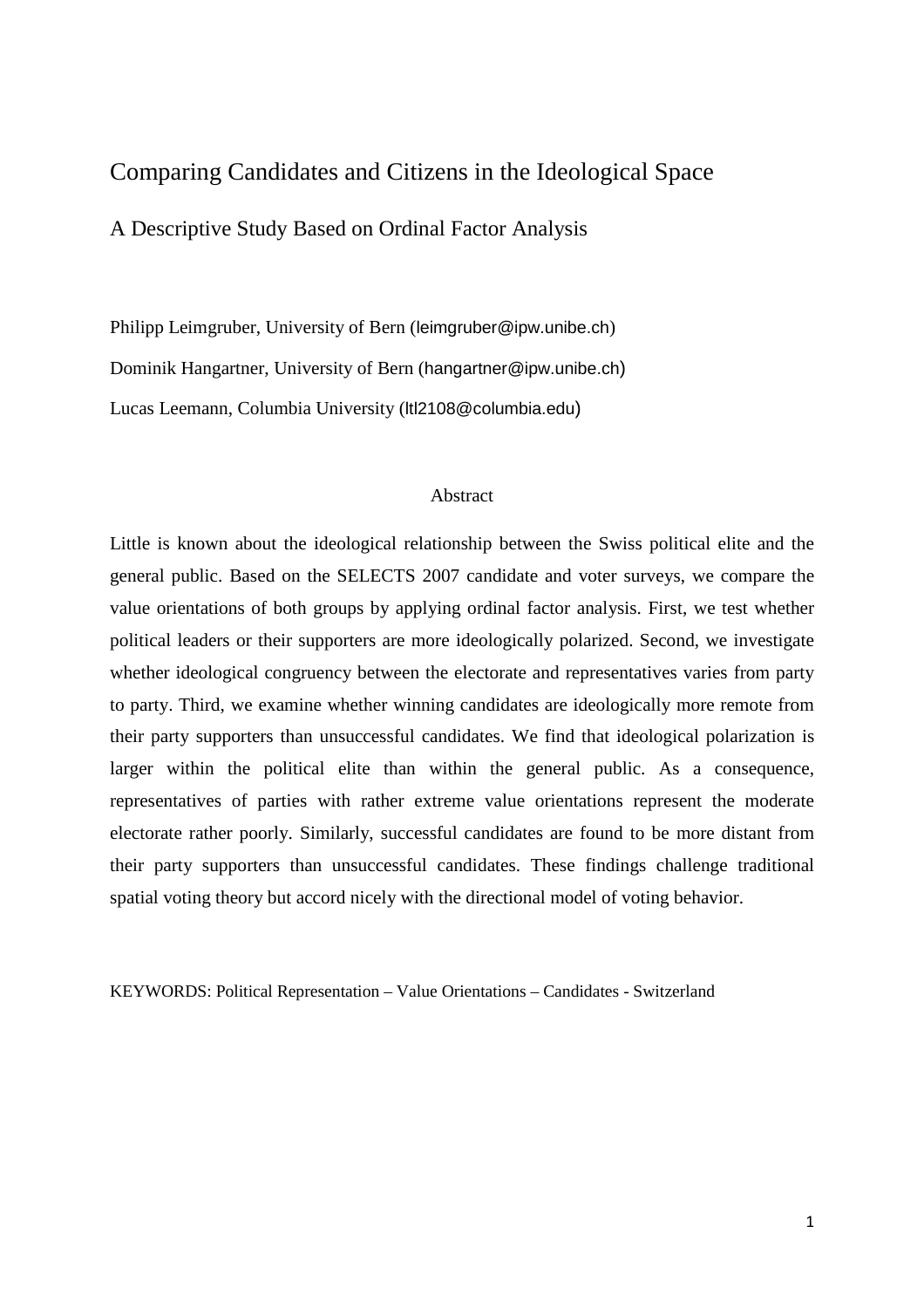# Comparing Candidates and Citizens in the Ideological Space

## A Descriptive Study Based on Ordinal Factor Analysis

Philipp Leimgruber, University of Bern (leimgruber@ipw.unibe.ch)

Dominik Hangartner, University of Bern (hangartner@ipw.unibe.ch)

Lucas Leemann, Columbia University (ltl2108@columbia.edu)

### Abstract

Little is known about the ideological relationship between the Swiss political elite and the general public. Based on the SELECTS 2007 candidate and voter surveys, we compare the value orientations of both groups by applying ordinal factor analysis. First, we test whether political leaders or their supporters are more ideologically polarized. Second, we investigate whether ideological congruency between the electorate and representatives varies from party to party. Third, we examine whether winning candidates are ideologically more remote from their party supporters than unsuccessful candidates. We find that ideological polarization is larger within the political elite than within the general public. As a consequence, representatives of parties with rather extreme value orientations represent the moderate electorate rather poorly. Similarly, successful candidates are found to be more distant from their party supporters than unsuccessful candidates. These findings challenge traditional spatial voting theory but accord nicely with the directional model of voting behavior.

KEYWORDS: Political Representation – Value Orientations – Candidates - Switzerland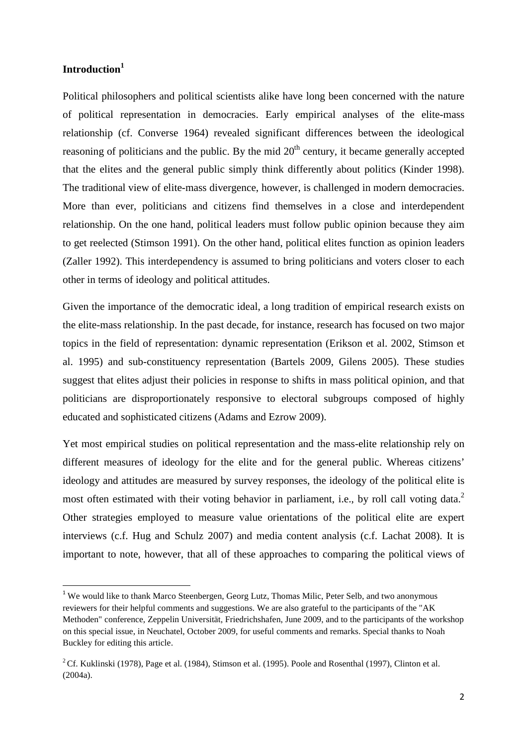## Introduction[1]

Political philosophers and political scientists alike have long been concerned with the nature of political representation in democracies. Early empirical analyses of the elite-mass relationship (cf. Converse 1964) revealed significant differences between the ideological reasoning of politicians and the public. By the mid 20th century, it became generally accepted that the elites and the general public simply think differently about politics (Kinder 1998). The traditional view of elite-mass divergence, however, is challenged in modern democracies. More than ever, politicians and citizens find themselves in a close and interdependent relationship. On the one hand, political leaders must follow public opinion because they aim to get reelected (Stimson 1991). On the other hand, political elites function as opinion leaders (Zaller 1992). This interdependency is assumed to bring politicians and voters closer to each other in terms of ideology and political attitudes.

Given the importance of the democratic ideal, a long tradition of empirical research exists on the elite-mass relationship. In the past decade, for instance, research has focused on two major topics in the field of representation: dynamic representation (Erikson et al. 2002, Stimson et al. 1995) and sub-constituency representation (Bartels 2009, Gilens 2005). These studies suggest that elites adjust their policies in response to shifts in mass political opinion, and that politicians are disproportionately responsive to electoral subgroups composed of highly educated and sophisticated citizens (Adams and Ezrow 2009).

Yet most empirical studies on political representation and the mass-elite relationship rely on different measures of ideology for the elite and for the general public. Whereas citizens' ideology and attitudes are measured by survey responses, the ideology of the political elite is most often estimated with their voting behavior in parliament, i.e., by roll call voting data.[2] Other strategies employed to measure value orientations of the political elite are expert interviews (c.f. Hug and Schulz 2007) and media content analysis (c.f. Lachat 2008). It is important to note, however, that all of these approaches to comparing the political views of

---

[1] We would like to thank Marco Steenbergen, Georg Lutz, Thomas Milic, Peter Selb, and two anonymous reviewers for their helpful comments and suggestions. We are also grateful to the participants of the "AK Methoden" conference, Zeppelin Universität, Friedrichshafen, June 2009, and to the participants of the workshop on this special issue, in Neuchatel, October 2009, for useful comments and remarks. Special thanks to Noah Buckley for editing this article.

[2] Cf. Kuklinski (1978), Page et al. (1984), Stimson et al. (1995). Poole and Rosenthal (1997), Clinton et al. (2004a).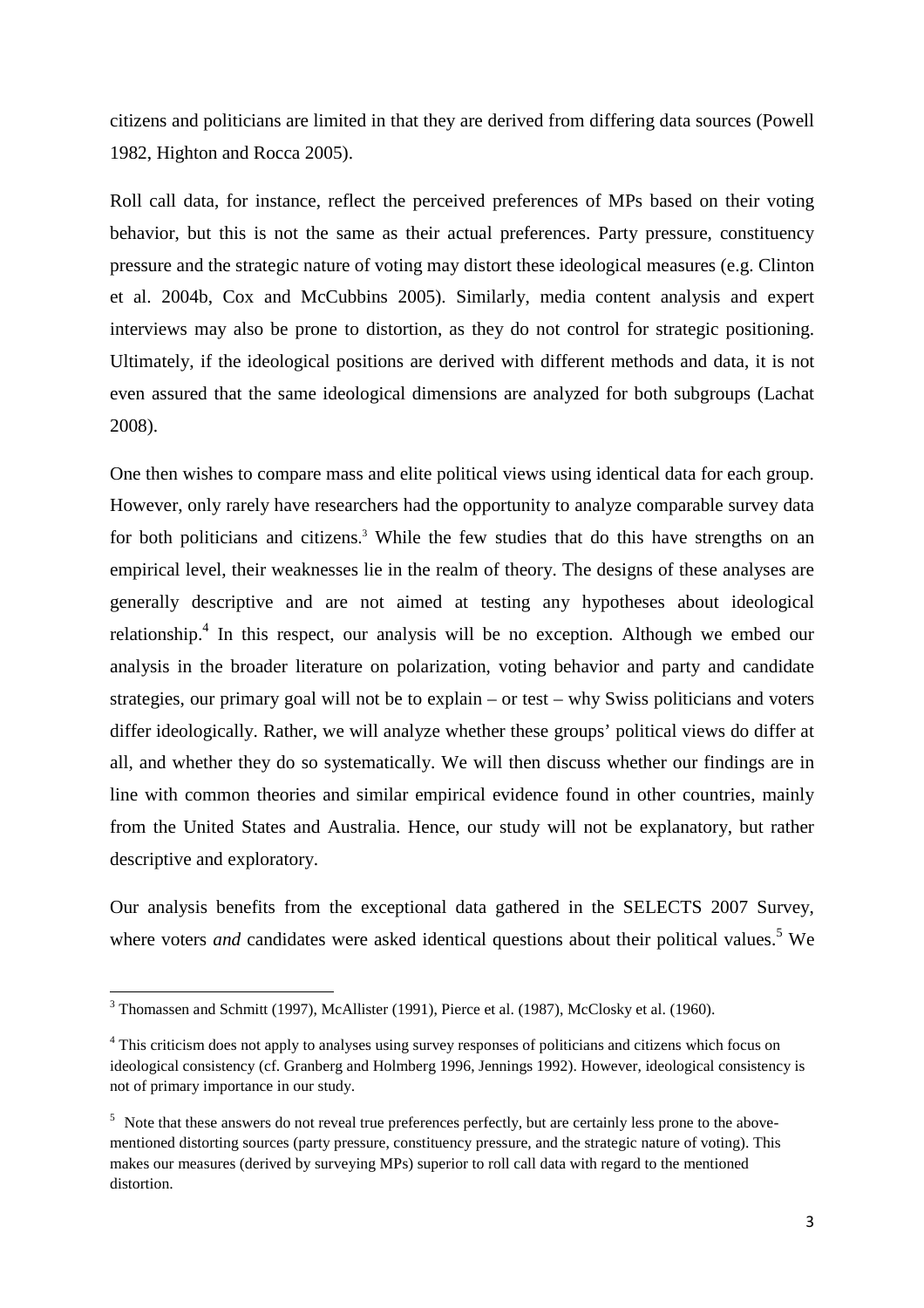citizens and politicians are limited in that they are derived from differing data sources (Powell 1982, Highton and Rocca 2005).

Roll call data, for instance, reflect the perceived preferences of MPs based on their voting behavior, but this is not the same as their actual preferences. Party pressure, constituency pressure and the strategic nature of voting may distort these ideological measures (e.g. Clinton et al. 2004b, Cox and McCubbins 2005). Similarly, media content analysis and expert interviews may also be prone to distortion, as they do not control for strategic positioning. Ultimately, if the ideological positions are derived with different methods and data, it is not even assured that the same ideological dimensions are analyzed for both subgroups (Lachat 2008).

One then wishes to compare mass and elite political views using identical data for each group. However, only rarely have researchers had the opportunity to analyze comparable survey data for both politicians and citizens.[3] While the few studies that do this have strengths on an empirical level, their weaknesses lie in the realm of theory. The designs of these analyses are generally descriptive and are not aimed at testing any hypotheses about ideological relationship.[4] In this respect, our analysis will be no exception. Although we embed our analysis in the broader literature on polarization, voting behavior and party and candidate strategies, our primary goal will not be to explain – or test – why Swiss politicians and voters differ ideologically. Rather, we will analyze whether these groups' political views do differ at all, and whether they do so systematically. We will then discuss whether our findings are in line with common theories and similar empirical evidence found in other countries, mainly from the United States and Australia. Hence, our study will not be explanatory, but rather descriptive and exploratory.

Our analysis benefits from the exceptional data gathered in the SELECTS 2007 Survey, where voters *and* candidates were asked identical questions about their political values.[5] We

---

[3] Thomassen and Schmitt (1997), McAllister (1991), Pierce et al. (1987), McClosky et al. (1960).

[4] This criticism does not apply to analyses using survey responses of politicians and citizens which focus on ideological consistency (cf. Granberg and Holmberg 1996, Jennings 1992). However, ideological consistency is not of primary importance in our study.

[5] Note that these answers do not reveal true preferences perfectly, but are certainly less prone to the above-mentioned distorting sources (party pressure, constituency pressure, and the strategic nature of voting). This makes our measures (derived by surveying MPs) superior to roll call data with regard to the mentioned distortion.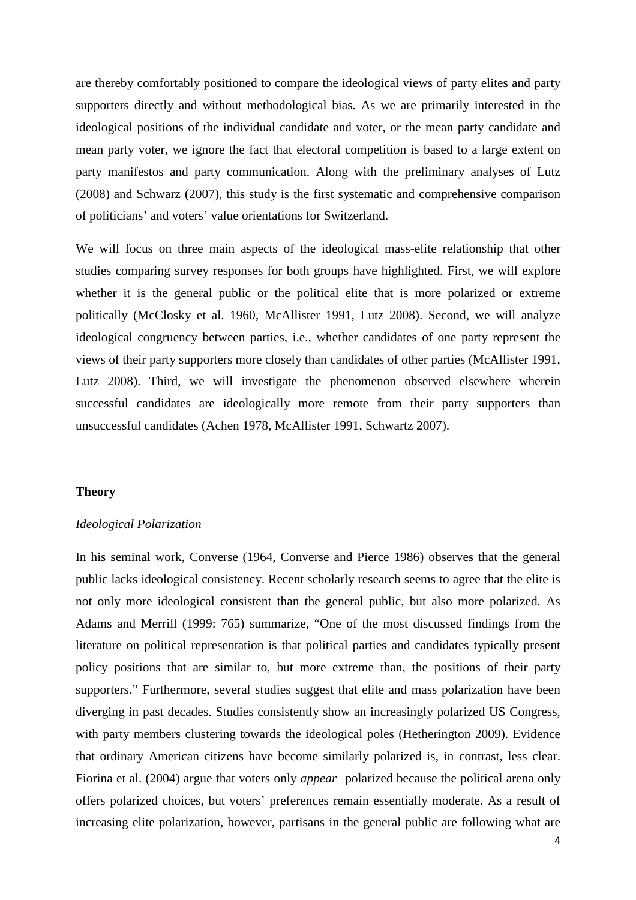are thereby comfortably positioned to compare the ideological views of party elites and party supporters directly and without methodological bias. As we are primarily interested in the ideological positions of the individual candidate and voter, or the mean party candidate and mean party voter, we ignore the fact that electoral competition is based to a large extent on party manifestos and party communication. Along with the preliminary analyses of Lutz (2008) and Schwarz (2007), this study is the first systematic and comprehensive comparison of politicians' and voters' value orientations for Switzerland.

We will focus on three main aspects of the ideological mass-elite relationship that other studies comparing survey responses for both groups have highlighted. First, we will explore whether it is the general public or the political elite that is more polarized or extreme politically (McClosky et al. 1960, McAllister 1991, Lutz 2008). Second, we will analyze ideological congruency between parties, i.e., whether candidates of one party represent the views of their party supporters more closely than candidates of other parties (McAllister 1991, Lutz 2008). Third, we will investigate the phenomenon observed elsewhere wherein successful candidates are ideologically more remote from their party supporters than unsuccessful candidates (Achen 1978, McAllister 1991, Schwartz 2007).

## Theory

### *Ideological Polarization*

In his seminal work, Converse (1964, Converse and Pierce 1986) observes that the general public lacks ideological consistency. Recent scholarly research seems to agree that the elite is not only more ideological consistent than the general public, but also more polarized. As Adams and Merrill (1999: 765) summarize, "One of the most discussed findings from the literature on political representation is that political parties and candidates typically present policy positions that are similar to, but more extreme than, the positions of their party supporters." Furthermore, several studies suggest that elite and mass polarization have been diverging in past decades. Studies consistently show an increasingly polarized US Congress, with party members clustering towards the ideological poles (Hetherington 2009). Evidence that ordinary American citizens have become similarly polarized is, in contrast, less clear. Fiorina et al. (2004) argue that voters only *appear* polarized because the political arena only offers polarized choices, but voters' preferences remain essentially moderate. As a result of increasing elite polarization, however, partisans in the general public are following what are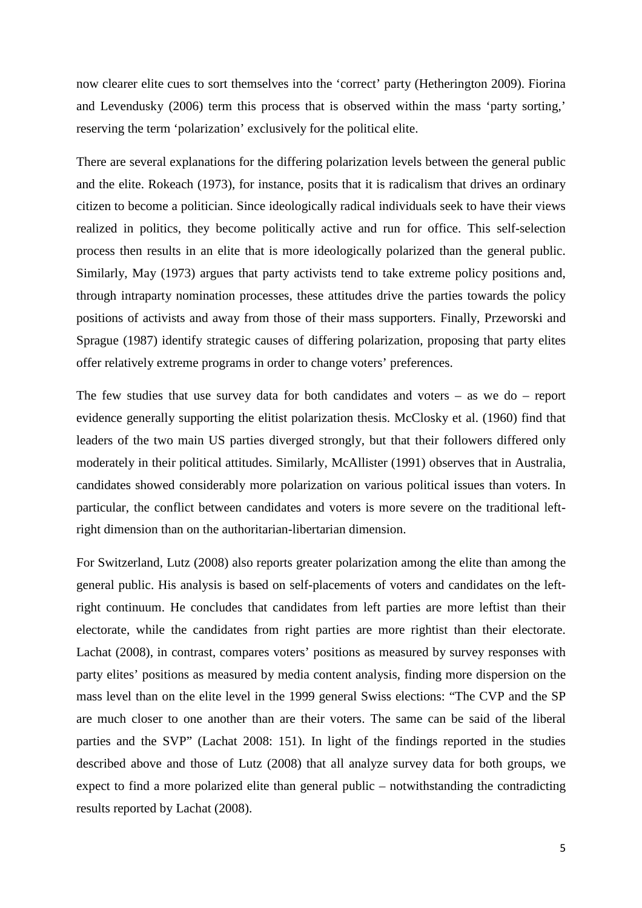now clearer elite cues to sort themselves into the 'correct' party (Hetherington 2009). Fiorina and Levendusky (2006) term this process that is observed within the mass 'party sorting,' reserving the term 'polarization' exclusively for the political elite.

There are several explanations for the differing polarization levels between the general public and the elite. Rokeach (1973), for instance, posits that it is radicalism that drives an ordinary citizen to become a politician. Since ideologically radical individuals seek to have their views realized in politics, they become politically active and run for office. This self-selection process then results in an elite that is more ideologically polarized than the general public. Similarly, May (1973) argues that party activists tend to take extreme policy positions and, through intraparty nomination processes, these attitudes drive the parties towards the policy positions of activists and away from those of their mass supporters. Finally, Przeworski and Sprague (1987) identify strategic causes of differing polarization, proposing that party elites offer relatively extreme programs in order to change voters' preferences.

The few studies that use survey data for both candidates and voters – as we do – report evidence generally supporting the elitist polarization thesis. McClosky et al. (1960) find that leaders of the two main US parties diverged strongly, but that their followers differed only moderately in their political attitudes. Similarly, McAllister (1991) observes that in Australia, candidates showed considerably more polarization on various political issues than voters. In particular, the conflict between candidates and voters is more severe on the traditional left-right dimension than on the authoritarian-libertarian dimension.

For Switzerland, Lutz (2008) also reports greater polarization among the elite than among the general public. His analysis is based on self-placements of voters and candidates on the left-right continuum. He concludes that candidates from left parties are more leftist than their electorate, while the candidates from right parties are more rightist than their electorate. Lachat (2008), in contrast, compares voters' positions as measured by survey responses with party elites' positions as measured by media content analysis, finding more dispersion on the mass level than on the elite level in the 1999 general Swiss elections: "The CVP and the SP are much closer to one another than are their voters. The same can be said of the liberal parties and the SVP" (Lachat 2008: 151). In light of the findings reported in the studies described above and those of Lutz (2008) that all analyze survey data for both groups, we expect to find a more polarized elite than general public – notwithstanding the contradicting results reported by Lachat (2008).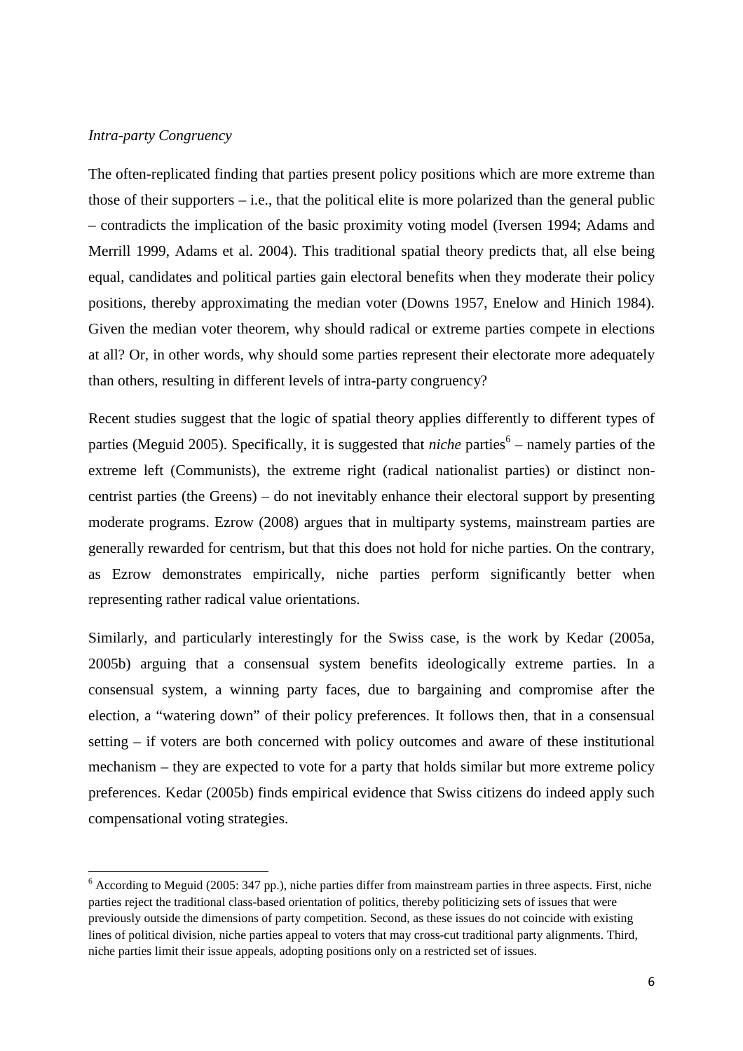*Intra-party Congruency*

The often-replicated finding that parties present policy positions which are more extreme than those of their supporters – i.e., that the political elite is more polarized than the general public – contradicts the implication of the basic proximity voting model (Iversen 1994; Adams and Merrill 1999, Adams et al. 2004). This traditional spatial theory predicts that, all else being equal, candidates and political parties gain electoral benefits when they moderate their policy positions, thereby approximating the median voter (Downs 1957, Enelow and Hinich 1984). Given the median voter theorem, why should radical or extreme parties compete in elections at all? Or, in other words, why should some parties represent their electorate more adequately than others, resulting in different levels of intra-party congruency?

Recent studies suggest that the logic of spatial theory applies differently to different types of parties (Meguid 2005). Specifically, it is suggested that *niche* parties[6] – namely parties of the extreme left (Communists), the extreme right (radical nationalist parties) or distinct non-centrist parties (the Greens) – do not inevitably enhance their electoral support by presenting moderate programs. Ezrow (2008) argues that in multiparty systems, mainstream parties are generally rewarded for centrism, but that this does not hold for niche parties. On the contrary, as Ezrow demonstrates empirically, niche parties perform significantly better when representing rather radical value orientations.

Similarly, and particularly interestingly for the Swiss case, is the work by Kedar (2005a, 2005b) arguing that a consensual system benefits ideologically extreme parties. In a consensual system, a winning party faces, due to bargaining and compromise after the election, a "watering down" of their policy preferences. It follows then, that in a consensual setting – if voters are both concerned with policy outcomes and aware of these institutional mechanism – they are expected to vote for a party that holds similar but more extreme policy preferences. Kedar (2005b) finds empirical evidence that Swiss citizens do indeed apply such compensational voting strategies.

[6] According to Meguid (2005: 347 pp.), niche parties differ from mainstream parties in three aspects. First, niche parties reject the traditional class-based orientation of politics, thereby politicizing sets of issues that were previously outside the dimensions of party competition. Second, as these issues do not coincide with existing lines of political division, niche parties appeal to voters that may cross-cut traditional party alignments. Third, niche parties limit their issue appeals, adopting positions only on a restricted set of issues.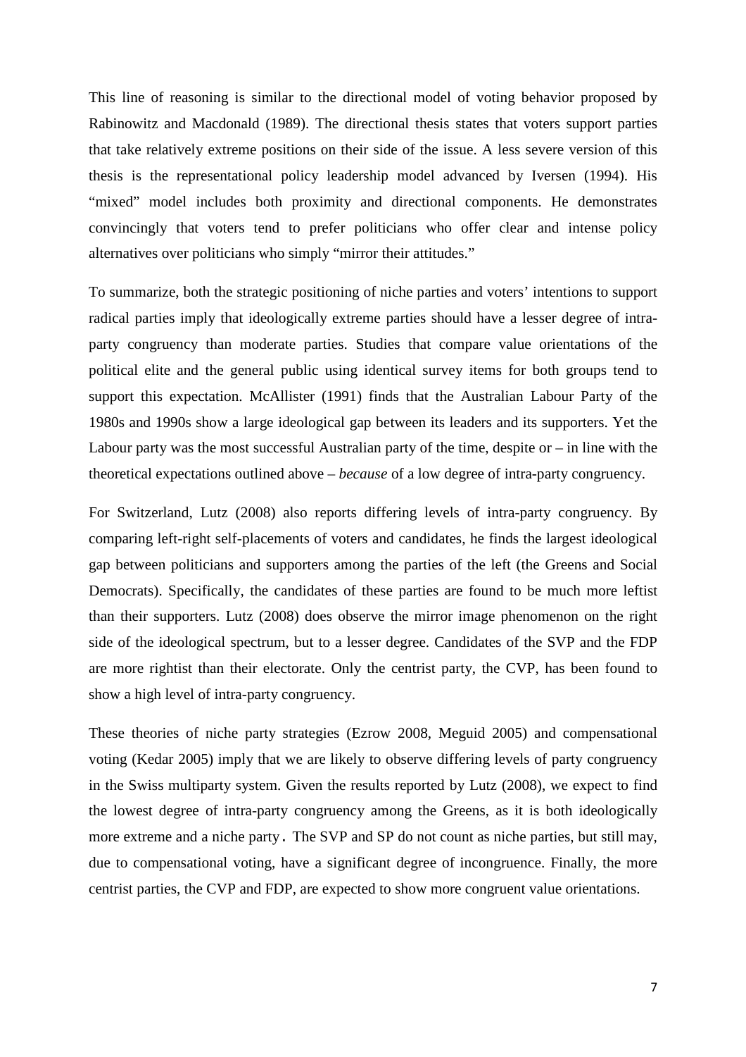This line of reasoning is similar to the directional model of voting behavior proposed by Rabinowitz and Macdonald (1989). The directional thesis states that voters support parties that take relatively extreme positions on their side of the issue. A less severe version of this thesis is the representational policy leadership model advanced by Iversen (1994). His "mixed" model includes both proximity and directional components. He demonstrates convincingly that voters tend to prefer politicians who offer clear and intense policy alternatives over politicians who simply "mirror their attitudes."

To summarize, both the strategic positioning of niche parties and voters' intentions to support radical parties imply that ideologically extreme parties should have a lesser degree of intra-party congruency than moderate parties. Studies that compare value orientations of the political elite and the general public using identical survey items for both groups tend to support this expectation. McAllister (1991) finds that the Australian Labour Party of the 1980s and 1990s show a large ideological gap between its leaders and its supporters. Yet the Labour party was the most successful Australian party of the time, despite or – in line with the theoretical expectations outlined above – *because* of a low degree of intra-party congruency.

For Switzerland, Lutz (2008) also reports differing levels of intra-party congruency. By comparing left-right self-placements of voters and candidates, he finds the largest ideological gap between politicians and supporters among the parties of the left (the Greens and Social Democrats). Specifically, the candidates of these parties are found to be much more leftist than their supporters. Lutz (2008) does observe the mirror image phenomenon on the right side of the ideological spectrum, but to a lesser degree. Candidates of the SVP and the FDP are more rightist than their electorate. Only the centrist party, the CVP, has been found to show a high level of intra-party congruency.

These theories of niche party strategies (Ezrow 2008, Meguid 2005) and compensational voting (Kedar 2005) imply that we are likely to observe differing levels of party congruency in the Swiss multiparty system. Given the results reported by Lutz (2008), we expect to find the lowest degree of intra-party congruency among the Greens, as it is both ideologically more extreme and a niche party. The SVP and SP do not count as niche parties, but still may, due to compensational voting, have a significant degree of incongruence. Finally, the more centrist parties, the CVP and FDP, are expected to show more congruent value orientations.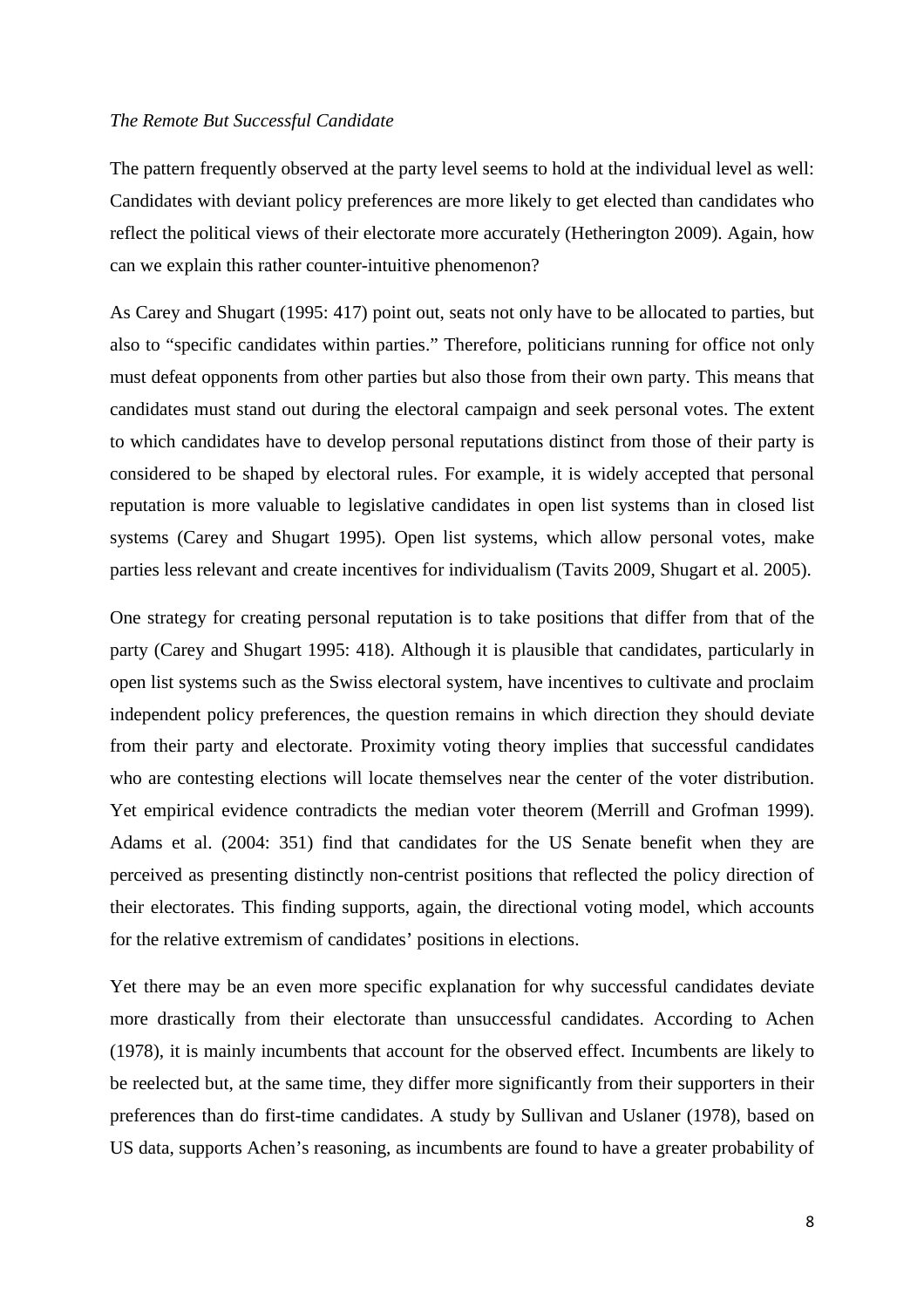*The Remote But Successful Candidate*

The pattern frequently observed at the party level seems to hold at the individual level as well: Candidates with deviant policy preferences are more likely to get elected than candidates who reflect the political views of their electorate more accurately (Hetherington 2009). Again, how can we explain this rather counter-intuitive phenomenon?

As Carey and Shugart (1995: 417) point out, seats not only have to be allocated to parties, but also to "specific candidates within parties." Therefore, politicians running for office not only must defeat opponents from other parties but also those from their own party. This means that candidates must stand out during the electoral campaign and seek personal votes. The extent to which candidates have to develop personal reputations distinct from those of their party is considered to be shaped by electoral rules. For example, it is widely accepted that personal reputation is more valuable to legislative candidates in open list systems than in closed list systems (Carey and Shugart 1995). Open list systems, which allow personal votes, make parties less relevant and create incentives for individualism (Tavits 2009, Shugart et al. 2005).

One strategy for creating personal reputation is to take positions that differ from that of the party (Carey and Shugart 1995: 418). Although it is plausible that candidates, particularly in open list systems such as the Swiss electoral system, have incentives to cultivate and proclaim independent policy preferences, the question remains in which direction they should deviate from their party and electorate. Proximity voting theory implies that successful candidates who are contesting elections will locate themselves near the center of the voter distribution. Yet empirical evidence contradicts the median voter theorem (Merrill and Grofman 1999). Adams et al. (2004: 351) find that candidates for the US Senate benefit when they are perceived as presenting distinctly non-centrist positions that reflected the policy direction of their electorates. This finding supports, again, the directional voting model, which accounts for the relative extremism of candidates' positions in elections.

Yet there may be an even more specific explanation for why successful candidates deviate more drastically from their electorate than unsuccessful candidates. According to Achen (1978), it is mainly incumbents that account for the observed effect. Incumbents are likely to be reelected but, at the same time, they differ more significantly from their supporters in their preferences than do first-time candidates. A study by Sullivan and Uslaner (1978), based on US data, supports Achen's reasoning, as incumbents are found to have a greater probability of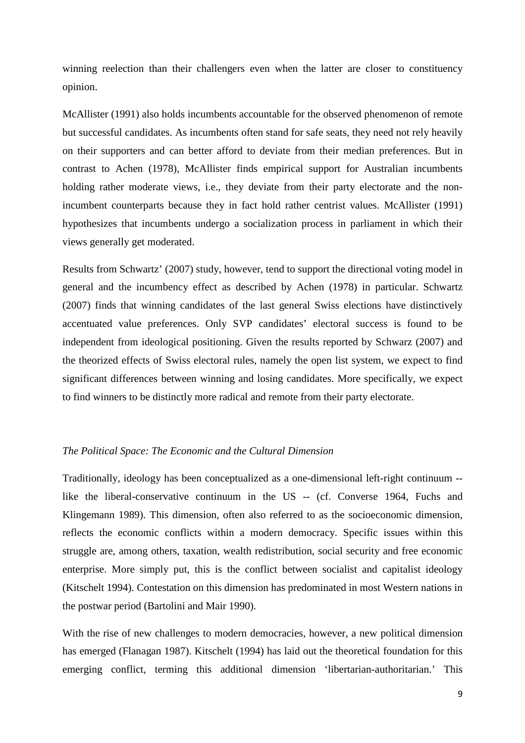winning reelection than their challengers even when the latter are closer to constituency opinion.

McAllister (1991) also holds incumbents accountable for the observed phenomenon of remote but successful candidates. As incumbents often stand for safe seats, they need not rely heavily on their supporters and can better afford to deviate from their median preferences. But in contrast to Achen (1978), McAllister finds empirical support for Australian incumbents holding rather moderate views, i.e., they deviate from their party electorate and the non-incumbent counterparts because they in fact hold rather centrist values. McAllister (1991) hypothesizes that incumbents undergo a socialization process in parliament in which their views generally get moderated.

Results from Schwartz' (2007) study, however, tend to support the directional voting model in general and the incumbency effect as described by Achen (1978) in particular. Schwartz (2007) finds that winning candidates of the last general Swiss elections have distinctively accentuated value preferences. Only SVP candidates' electoral success is found to be independent from ideological positioning. Given the results reported by Schwarz (2007) and the theorized effects of Swiss electoral rules, namely the open list system, we expect to find significant differences between winning and losing candidates. More specifically, we expect to find winners to be distinctly more radical and remote from their party electorate.

*The Political Space: The Economic and the Cultural Dimension*

Traditionally, ideology has been conceptualized as a one-dimensional left-right continuum -- like the liberal-conservative continuum in the US -- (cf. Converse 1964, Fuchs and Klingemann 1989). This dimension, often also referred to as the socioeconomic dimension, reflects the economic conflicts within a modern democracy. Specific issues within this struggle are, among others, taxation, wealth redistribution, social security and free economic enterprise. More simply put, this is the conflict between socialist and capitalist ideology (Kitschelt 1994). Contestation on this dimension has predominated in most Western nations in the postwar period (Bartolini and Mair 1990).

With the rise of new challenges to modern democracies, however, a new political dimension has emerged (Flanagan 1987). Kitschelt (1994) has laid out the theoretical foundation for this emerging conflict, terming this additional dimension 'libertarian-authoritarian.' This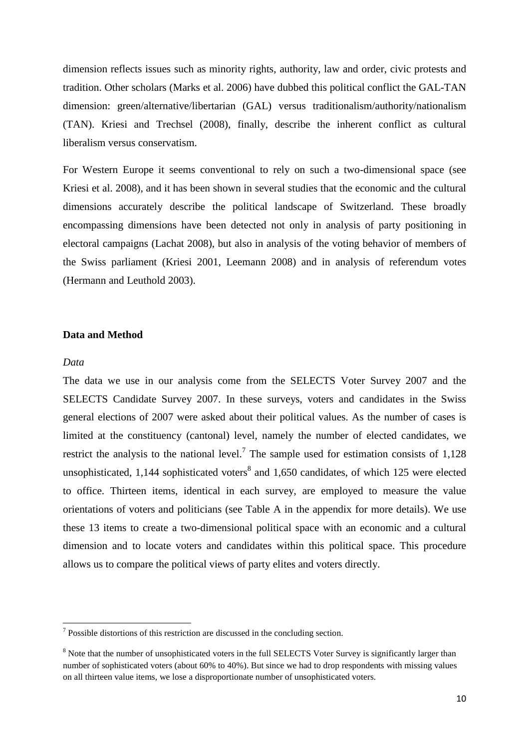dimension reflects issues such as minority rights, authority, law and order, civic protests and tradition. Other scholars (Marks et al. 2006) have dubbed this political conflict the GAL-TAN dimension: green/alternative/libertarian (GAL) versus traditionalism/authority/nationalism (TAN). Kriesi and Trechsel (2008), finally, describe the inherent conflict as cultural liberalism versus conservatism.

For Western Europe it seems conventional to rely on such a two-dimensional space (see Kriesi et al. 2008), and it has been shown in several studies that the economic and the cultural dimensions accurately describe the political landscape of Switzerland. These broadly encompassing dimensions have been detected not only in analysis of party positioning in electoral campaigns (Lachat 2008), but also in analysis of the voting behavior of members of the Swiss parliament (Kriesi 2001, Leemann 2008) and in analysis of referendum votes (Hermann and Leuthold 2003).

## Data and Method

### *Data*

The data we use in our analysis come from the SELECTS Voter Survey 2007 and the SELECTS Candidate Survey 2007. In these surveys, voters and candidates in the Swiss general elections of 2007 were asked about their political values. As the number of cases is limited at the constituency (cantonal) level, namely the number of elected candidates, we restrict the analysis to the national level.[7] The sample used for estimation consists of 1,128 unsophisticated, 1,144 sophisticated voters[8] and 1,650 candidates, of which 125 were elected to office. Thirteen items, identical in each survey, are employed to measure the value orientations of voters and politicians (see Table A in the appendix for more details). We use these 13 items to create a two-dimensional political space with an economic and a cultural dimension and to locate voters and candidates within this political space. This procedure allows us to compare the political views of party elites and voters directly.

[7] Possible distortions of this restriction are discussed in the concluding section.

[8] Note that the number of unsophisticated voters in the full SELECTS Voter Survey is significantly larger than number of sophisticated voters (about 60% to 40%). But since we had to drop respondents with missing values on all thirteen value items, we lose a disproportionate number of unsophisticated voters.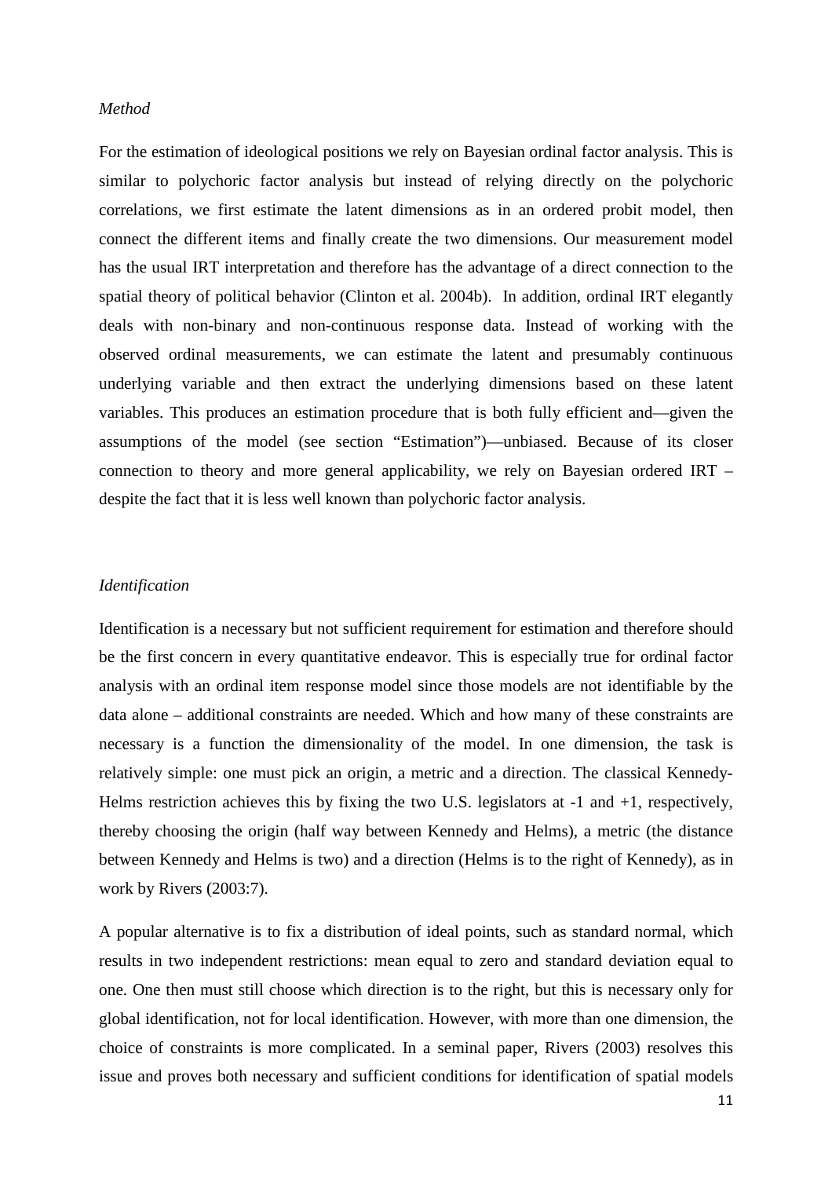*Method*

For the estimation of ideological positions we rely on Bayesian ordinal factor analysis. This is similar to polychoric factor analysis but instead of relying directly on the polychoric correlations, we first estimate the latent dimensions as in an ordered probit model, then connect the different items and finally create the two dimensions. Our measurement model has the usual IRT interpretation and therefore has the advantage of a direct connection to the spatial theory of political behavior (Clinton et al. 2004b). In addition, ordinal IRT elegantly deals with non-binary and non-continuous response data. Instead of working with the observed ordinal measurements, we can estimate the latent and presumably continuous underlying variable and then extract the underlying dimensions based on these latent variables. This produces an estimation procedure that is both fully efficient and—given the assumptions of the model (see section "Estimation")—unbiased. Because of its closer connection to theory and more general applicability, we rely on Bayesian ordered IRT – despite the fact that it is less well known than polychoric factor analysis.

*Identification*

Identification is a necessary but not sufficient requirement for estimation and therefore should be the first concern in every quantitative endeavor. This is especially true for ordinal factor analysis with an ordinal item response model since those models are not identifiable by the data alone – additional constraints are needed. Which and how many of these constraints are necessary is a function the dimensionality of the model. In one dimension, the task is relatively simple: one must pick an origin, a metric and a direction. The classical Kennedy-Helms restriction achieves this by fixing the two U.S. legislators at -1 and +1, respectively, thereby choosing the origin (half way between Kennedy and Helms), a metric (the distance between Kennedy and Helms is two) and a direction (Helms is to the right of Kennedy), as in work by Rivers (2003:7).

A popular alternative is to fix a distribution of ideal points, such as standard normal, which results in two independent restrictions: mean equal to zero and standard deviation equal to one. One then must still choose which direction is to the right, but this is necessary only for global identification, not for local identification. However, with more than one dimension, the choice of constraints is more complicated. In a seminal paper, Rivers (2003) resolves this issue and proves both necessary and sufficient conditions for identification of spatial models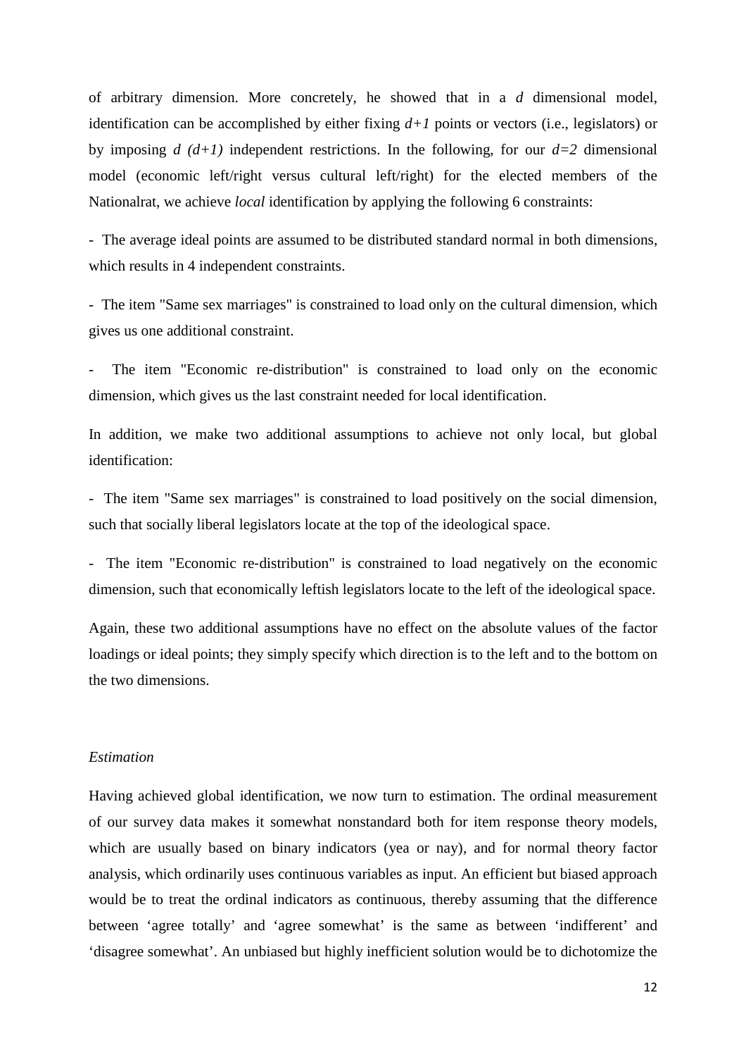of arbitrary dimension. More concretely, he showed that in a $d$ dimensional model, identification can be accomplished by either fixing $d+1$ points or vectors (i.e., legislators) or by imposing $d\ (d+1)$ independent restrictions. In the following, for our $d=2$ dimensional model (economic left/right versus cultural left/right) for the elected members of the Nationalrat, we achieve *local* identification by applying the following 6 constraints:

- The average ideal points are assumed to be distributed standard normal in both dimensions, which results in 4 independent constraints.

- The item "Same sex marriages" is constrained to load only on the cultural dimension, which gives us one additional constraint.

- The item "Economic re-distribution" is constrained to load only on the economic dimension, which gives us the last constraint needed for local identification.

In addition, we make two additional assumptions to achieve not only local, but global identification:

- The item "Same sex marriages" is constrained to load positively on the social dimension, such that socially liberal legislators locate at the top of the ideological space.

- The item "Economic re-distribution" is constrained to load negatively on the economic dimension, such that economically leftish legislators locate to the left of the ideological space.

Again, these two additional assumptions have no effect on the absolute values of the factor loadings or ideal points; they simply specify which direction is to the left and to the bottom on the two dimensions.

*Estimation*

Having achieved global identification, we now turn to estimation. The ordinal measurement of our survey data makes it somewhat nonstandard both for item response theory models, which are usually based on binary indicators (yea or nay), and for normal theory factor analysis, which ordinarily uses continuous variables as input. An efficient but biased approach would be to treat the ordinal indicators as continuous, thereby assuming that the difference between 'agree totally' and 'agree somewhat' is the same as between 'indifferent' and 'disagree somewhat'. An unbiased but highly inefficient solution would be to dichotomize the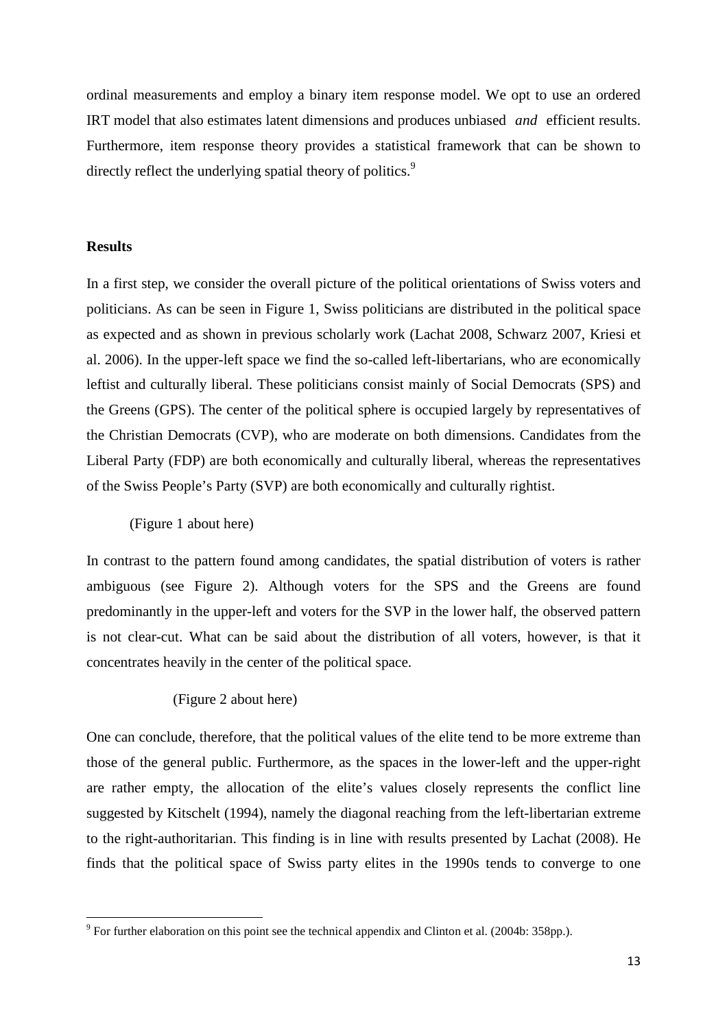ordinal measurements and employ a binary item response model. We opt to use an ordered IRT model that also estimates latent dimensions and produces unbiased *and* efficient results. Furthermore, item response theory provides a statistical framework that can be shown to directly reflect the underlying spatial theory of politics.[9]

## Results

In a first step, we consider the overall picture of the political orientations of Swiss voters and politicians. As can be seen in Figure 1, Swiss politicians are distributed in the political space as expected and as shown in previous scholarly work (Lachat 2008, Schwarz 2007, Kriesi et al. 2006). In the upper-left space we find the so-called left-libertarians, who are economically leftist and culturally liberal. These politicians consist mainly of Social Democrats (SPS) and the Greens (GPS). The center of the political sphere is occupied largely by representatives of the Christian Democrats (CVP), who are moderate on both dimensions. Candidates from the Liberal Party (FDP) are both economically and culturally liberal, whereas the representatives of the Swiss People's Party (SVP) are both economically and culturally rightist.

(Figure 1 about here)

In contrast to the pattern found among candidates, the spatial distribution of voters is rather ambiguous (see Figure 2). Although voters for the SPS and the Greens are found predominantly in the upper-left and voters for the SVP in the lower half, the observed pattern is not clear-cut. What can be said about the distribution of all voters, however, is that it concentrates heavily in the center of the political space.

(Figure 2 about here)

One can conclude, therefore, that the political values of the elite tend to be more extreme than those of the general public. Furthermore, as the spaces in the lower-left and the upper-right are rather empty, the allocation of the elite's values closely represents the conflict line suggested by Kitschelt (1994), namely the diagonal reaching from the left-libertarian extreme to the right-authoritarian. This finding is in line with results presented by Lachat (2008). He finds that the political space of Swiss party elites in the 1990s tends to converge to one

[9] For further elaboration on this point see the technical appendix and Clinton et al. (2004b: 358pp.).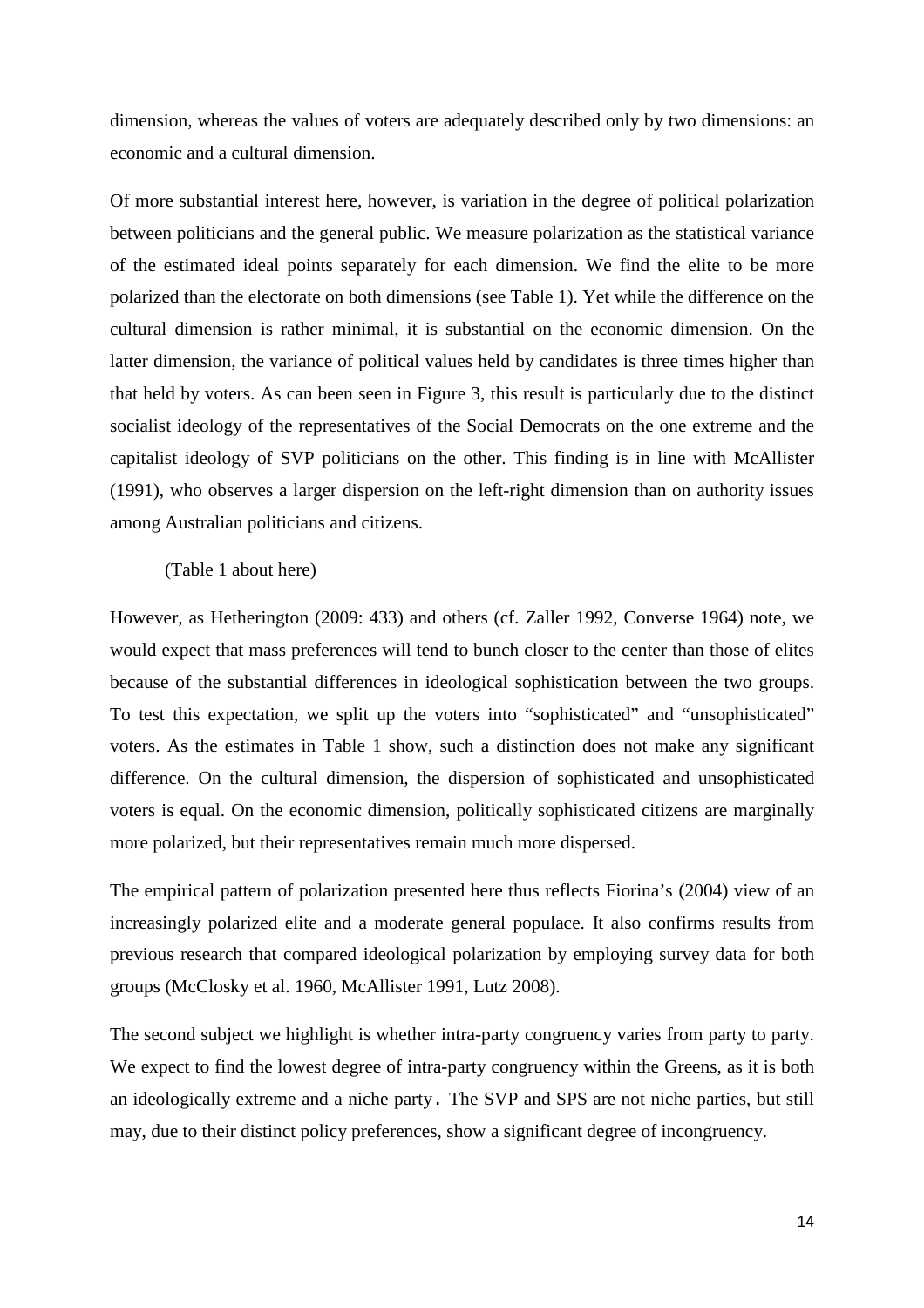dimension, whereas the values of voters are adequately described only by two dimensions: an economic and a cultural dimension.

Of more substantial interest here, however, is variation in the degree of political polarization between politicians and the general public. We measure polarization as the statistical variance of the estimated ideal points separately for each dimension. We find the elite to be more polarized than the electorate on both dimensions (see Table 1). Yet while the difference on the cultural dimension is rather minimal, it is substantial on the economic dimension. On the latter dimension, the variance of political values held by candidates is three times higher than that held by voters. As can been seen in Figure 3, this result is particularly due to the distinct socialist ideology of the representatives of the Social Democrats on the one extreme and the capitalist ideology of SVP politicians on the other. This finding is in line with McAllister (1991), who observes a larger dispersion on the left-right dimension than on authority issues among Australian politicians and citizens.

(Table 1 about here)

However, as Hetherington (2009: 433) and others (cf. Zaller 1992, Converse 1964) note, we would expect that mass preferences will tend to bunch closer to the center than those of elites because of the substantial differences in ideological sophistication between the two groups. To test this expectation, we split up the voters into "sophisticated" and "unsophisticated" voters. As the estimates in Table 1 show, such a distinction does not make any significant difference. On the cultural dimension, the dispersion of sophisticated and unsophisticated voters is equal. On the economic dimension, politically sophisticated citizens are marginally more polarized, but their representatives remain much more dispersed.

The empirical pattern of polarization presented here thus reflects Fiorina's (2004) view of an increasingly polarized elite and a moderate general populace. It also confirms results from previous research that compared ideological polarization by employing survey data for both groups (McClosky et al. 1960, McAllister 1991, Lutz 2008).

The second subject we highlight is whether intra-party congruency varies from party to party. We expect to find the lowest degree of intra-party congruency within the Greens, as it is both an ideologically extreme and a niche party. The SVP and SPS are not niche parties, but still may, due to their distinct policy preferences, show a significant degree of incongruency.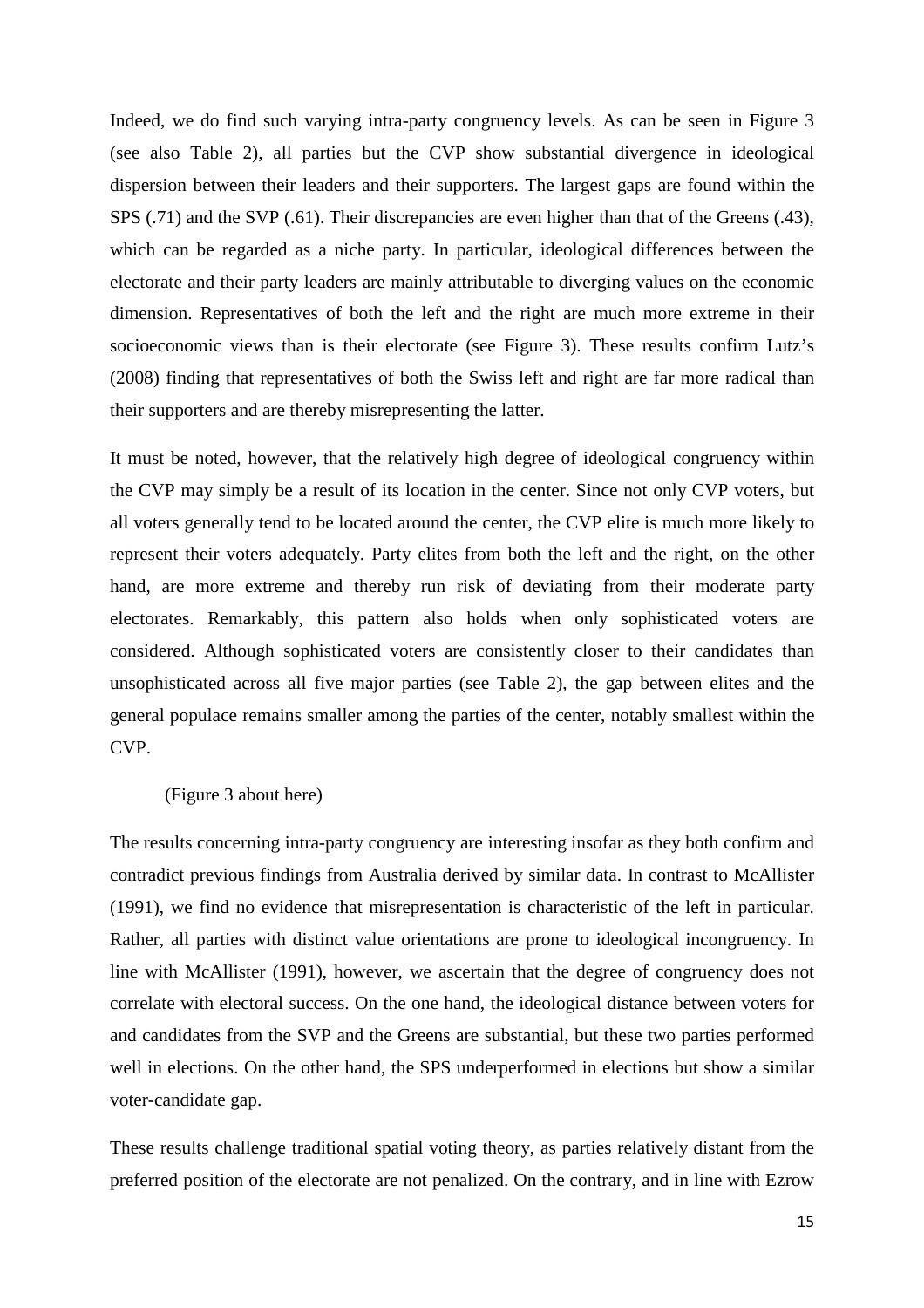Indeed, we do find such varying intra-party congruency levels. As can be seen in Figure 3 (see also Table 2), all parties but the CVP show substantial divergence in ideological dispersion between their leaders and their supporters. The largest gaps are found within the SPS (.71) and the SVP (.61). Their discrepancies are even higher than that of the Greens (.43), which can be regarded as a niche party. In particular, ideological differences between the electorate and their party leaders are mainly attributable to diverging values on the economic dimension. Representatives of both the left and the right are much more extreme in their socioeconomic views than is their electorate (see Figure 3). These results confirm Lutz's (2008) finding that representatives of both the Swiss left and right are far more radical than their supporters and are thereby misrepresenting the latter.

It must be noted, however, that the relatively high degree of ideological congruency within the CVP may simply be a result of its location in the center. Since not only CVP voters, but all voters generally tend to be located around the center, the CVP elite is much more likely to represent their voters adequately. Party elites from both the left and the right, on the other hand, are more extreme and thereby run risk of deviating from their moderate party electorates. Remarkably, this pattern also holds when only sophisticated voters are considered. Although sophisticated voters are consistently closer to their candidates than unsophisticated across all five major parties (see Table 2), the gap between elites and the general populace remains smaller among the parties of the center, notably smallest within the CVP.

(Figure 3 about here)

The results concerning intra-party congruency are interesting insofar as they both confirm and contradict previous findings from Australia derived by similar data. In contrast to McAllister (1991), we find no evidence that misrepresentation is characteristic of the left in particular. Rather, all parties with distinct value orientations are prone to ideological incongruency. In line with McAllister (1991), however, we ascertain that the degree of congruency does not correlate with electoral success. On the one hand, the ideological distance between voters for and candidates from the SVP and the Greens are substantial, but these two parties performed well in elections. On the other hand, the SPS underperformed in elections but show a similar voter-candidate gap.

These results challenge traditional spatial voting theory, as parties relatively distant from the preferred position of the electorate are not penalized. On the contrary, and in line with Ezrow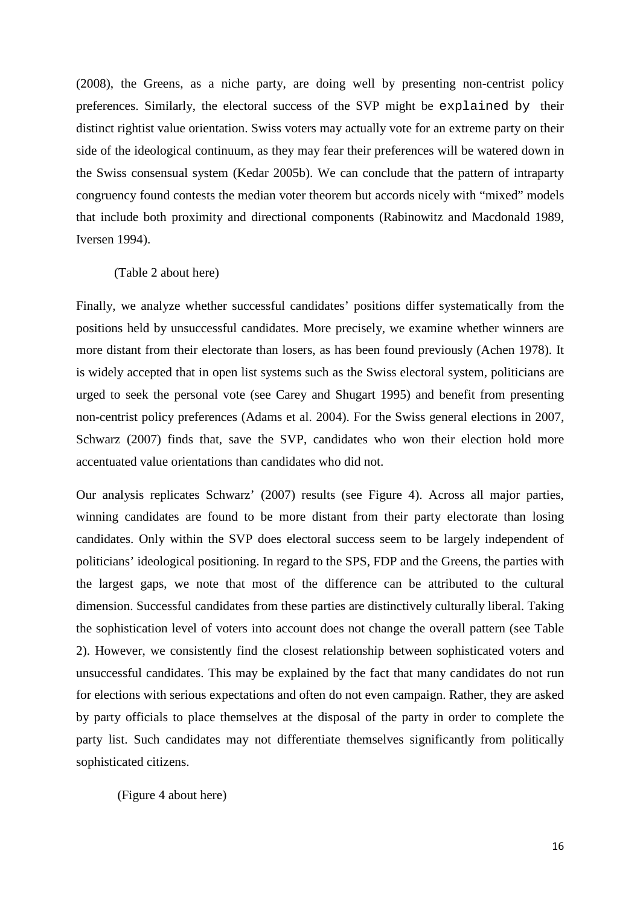(2008), the Greens, as a niche party, are doing well by presenting non-centrist policy preferences. Similarly, the electoral success of the SVP might be explained by their distinct rightist value orientation. Swiss voters may actually vote for an extreme party on their side of the ideological continuum, as they may fear their preferences will be watered down in the Swiss consensual system (Kedar 2005b). We can conclude that the pattern of intraparty congruency found contests the median voter theorem but accords nicely with "mixed" models that include both proximity and directional components (Rabinowitz and Macdonald 1989, Iversen 1994).

(Table 2 about here)

Finally, we analyze whether successful candidates' positions differ systematically from the positions held by unsuccessful candidates. More precisely, we examine whether winners are more distant from their electorate than losers, as has been found previously (Achen 1978). It is widely accepted that in open list systems such as the Swiss electoral system, politicians are urged to seek the personal vote (see Carey and Shugart 1995) and benefit from presenting non-centrist policy preferences (Adams et al. 2004). For the Swiss general elections in 2007, Schwarz (2007) finds that, save the SVP, candidates who won their election hold more accentuated value orientations than candidates who did not.

Our analysis replicates Schwarz' (2007) results (see Figure 4). Across all major parties, winning candidates are found to be more distant from their party electorate than losing candidates. Only within the SVP does electoral success seem to be largely independent of politicians' ideological positioning. In regard to the SPS, FDP and the Greens, the parties with the largest gaps, we note that most of the difference can be attributed to the cultural dimension. Successful candidates from these parties are distinctively culturally liberal. Taking the sophistication level of voters into account does not change the overall pattern (see Table 2). However, we consistently find the closest relationship between sophisticated voters and unsuccessful candidates. This may be explained by the fact that many candidates do not run for elections with serious expectations and often do not even campaign. Rather, they are asked by party officials to place themselves at the disposal of the party in order to complete the party list. Such candidates may not differentiate themselves significantly from politically sophisticated citizens.

(Figure 4 about here)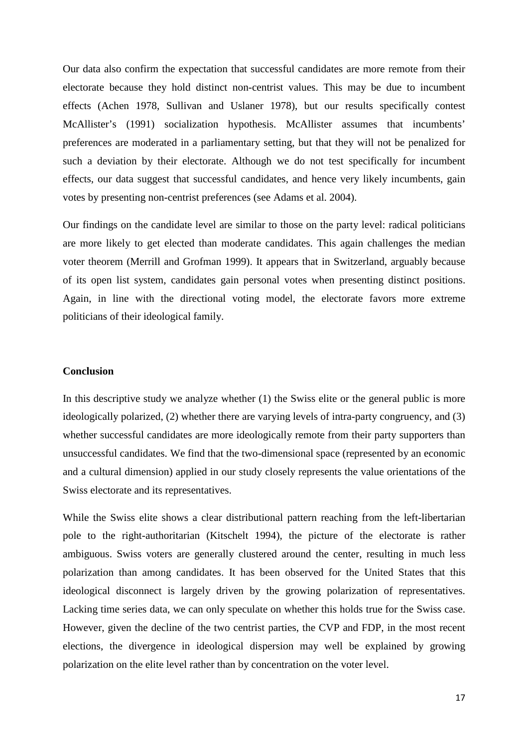Our data also confirm the expectation that successful candidates are more remote from their electorate because they hold distinct non-centrist values. This may be due to incumbent effects (Achen 1978, Sullivan and Uslaner 1978), but our results specifically contest McAllister's (1991) socialization hypothesis. McAllister assumes that incumbents' preferences are moderated in a parliamentary setting, but that they will not be penalized for such a deviation by their electorate. Although we do not test specifically for incumbent effects, our data suggest that successful candidates, and hence very likely incumbents, gain votes by presenting non-centrist preferences (see Adams et al. 2004).

Our findings on the candidate level are similar to those on the party level: radical politicians are more likely to get elected than moderate candidates. This again challenges the median voter theorem (Merrill and Grofman 1999). It appears that in Switzerland, arguably because of its open list system, candidates gain personal votes when presenting distinct positions. Again, in line with the directional voting model, the electorate favors more extreme politicians of their ideological family.

## Conclusion

In this descriptive study we analyze whether (1) the Swiss elite or the general public is more ideologically polarized, (2) whether there are varying levels of intra-party congruency, and (3) whether successful candidates are more ideologically remote from their party supporters than unsuccessful candidates. We find that the two-dimensional space (represented by an economic and a cultural dimension) applied in our study closely represents the value orientations of the Swiss electorate and its representatives.

While the Swiss elite shows a clear distributional pattern reaching from the left-libertarian pole to the right-authoritarian (Kitschelt 1994), the picture of the electorate is rather ambiguous. Swiss voters are generally clustered around the center, resulting in much less polarization than among candidates. It has been observed for the United States that this ideological disconnect is largely driven by the growing polarization of representatives. Lacking time series data, we can only speculate on whether this holds true for the Swiss case. However, given the decline of the two centrist parties, the CVP and FDP, in the most recent elections, the divergence in ideological dispersion may well be explained by growing polarization on the elite level rather than by concentration on the voter level.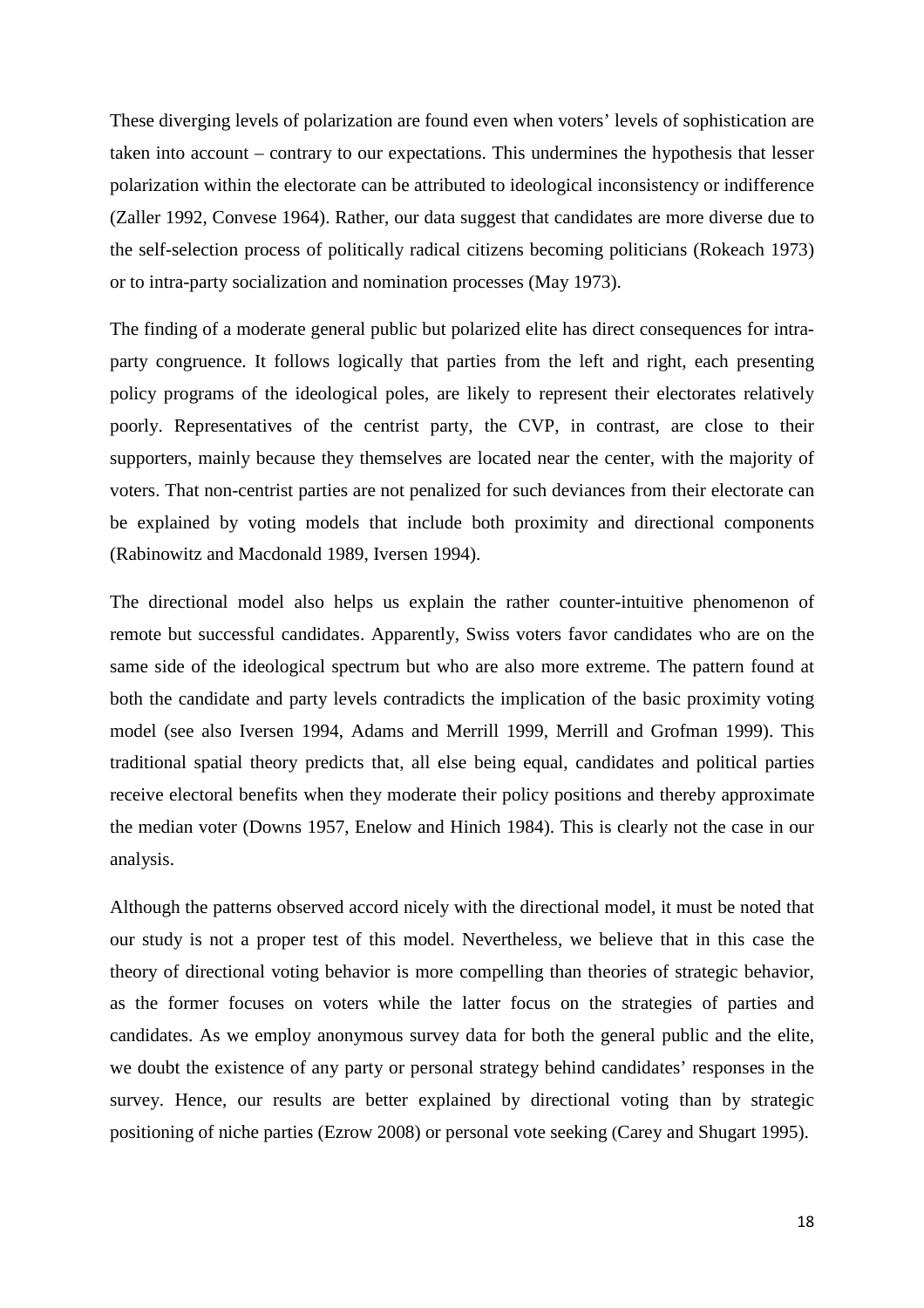These diverging levels of polarization are found even when voters' levels of sophistication are taken into account – contrary to our expectations. This undermines the hypothesis that lesser polarization within the electorate can be attributed to ideological inconsistency or indifference (Zaller 1992, Convese 1964). Rather, our data suggest that candidates are more diverse due to the self-selection process of politically radical citizens becoming politicians (Rokeach 1973) or to intra-party socialization and nomination processes (May 1973).

The finding of a moderate general public but polarized elite has direct consequences for intra-party congruence. It follows logically that parties from the left and right, each presenting policy programs of the ideological poles, are likely to represent their electorates relatively poorly. Representatives of the centrist party, the CVP, in contrast, are close to their supporters, mainly because they themselves are located near the center, with the majority of voters. That non-centrist parties are not penalized for such deviances from their electorate can be explained by voting models that include both proximity and directional components (Rabinowitz and Macdonald 1989, Iversen 1994).

The directional model also helps us explain the rather counter-intuitive phenomenon of remote but successful candidates. Apparently, Swiss voters favor candidates who are on the same side of the ideological spectrum but who are also more extreme. The pattern found at both the candidate and party levels contradicts the implication of the basic proximity voting model (see also Iversen 1994, Adams and Merrill 1999, Merrill and Grofman 1999). This traditional spatial theory predicts that, all else being equal, candidates and political parties receive electoral benefits when they moderate their policy positions and thereby approximate the median voter (Downs 1957, Enelow and Hinich 1984). This is clearly not the case in our analysis.

Although the patterns observed accord nicely with the directional model, it must be noted that our study is not a proper test of this model. Nevertheless, we believe that in this case the theory of directional voting behavior is more compelling than theories of strategic behavior, as the former focuses on voters while the latter focus on the strategies of parties and candidates. As we employ anonymous survey data for both the general public and the elite, we doubt the existence of any party or personal strategy behind candidates' responses in the survey. Hence, our results are better explained by directional voting than by strategic positioning of niche parties (Ezrow 2008) or personal vote seeking (Carey and Shugart 1995).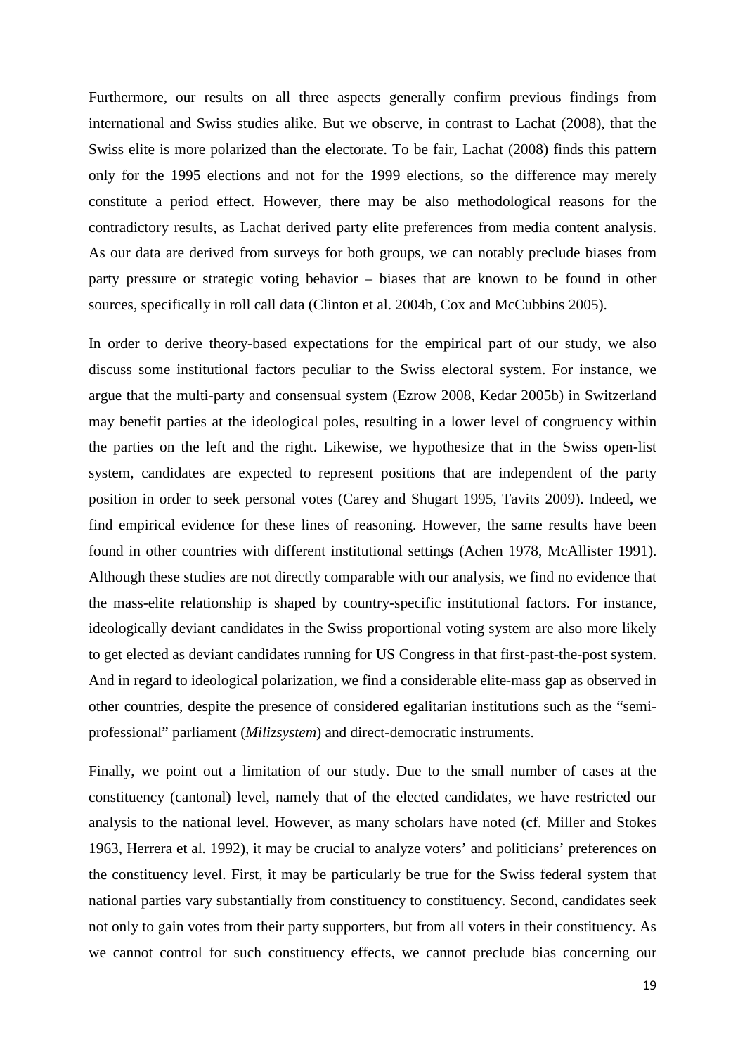Furthermore, our results on all three aspects generally confirm previous findings from international and Swiss studies alike. But we observe, in contrast to Lachat (2008), that the Swiss elite is more polarized than the electorate. To be fair, Lachat (2008) finds this pattern only for the 1995 elections and not for the 1999 elections, so the difference may merely constitute a period effect. However, there may be also methodological reasons for the contradictory results, as Lachat derived party elite preferences from media content analysis. As our data are derived from surveys for both groups, we can notably preclude biases from party pressure or strategic voting behavior – biases that are known to be found in other sources, specifically in roll call data (Clinton et al. 2004b, Cox and McCubbins 2005).

In order to derive theory-based expectations for the empirical part of our study, we also discuss some institutional factors peculiar to the Swiss electoral system. For instance, we argue that the multi-party and consensual system (Ezrow 2008, Kedar 2005b) in Switzerland may benefit parties at the ideological poles, resulting in a lower level of congruency within the parties on the left and the right. Likewise, we hypothesize that in the Swiss open-list system, candidates are expected to represent positions that are independent of the party position in order to seek personal votes (Carey and Shugart 1995, Tavits 2009). Indeed, we find empirical evidence for these lines of reasoning. However, the same results have been found in other countries with different institutional settings (Achen 1978, McAllister 1991). Although these studies are not directly comparable with our analysis, we find no evidence that the mass-elite relationship is shaped by country-specific institutional factors. For instance, ideologically deviant candidates in the Swiss proportional voting system are also more likely to get elected as deviant candidates running for US Congress in that first-past-the-post system. And in regard to ideological polarization, we find a considerable elite-mass gap as observed in other countries, despite the presence of considered egalitarian institutions such as the "semi-professional" parliament (*Milizsystem*) and direct-democratic instruments.

Finally, we point out a limitation of our study. Due to the small number of cases at the constituency (cantonal) level, namely that of the elected candidates, we have restricted our analysis to the national level. However, as many scholars have noted (cf. Miller and Stokes 1963, Herrera et al. 1992), it may be crucial to analyze voters' and politicians' preferences on the constituency level. First, it may be particularly be true for the Swiss federal system that national parties vary substantially from constituency to constituency. Second, candidates seek not only to gain votes from their party supporters, but from all voters in their constituency. As we cannot control for such constituency effects, we cannot preclude bias concerning our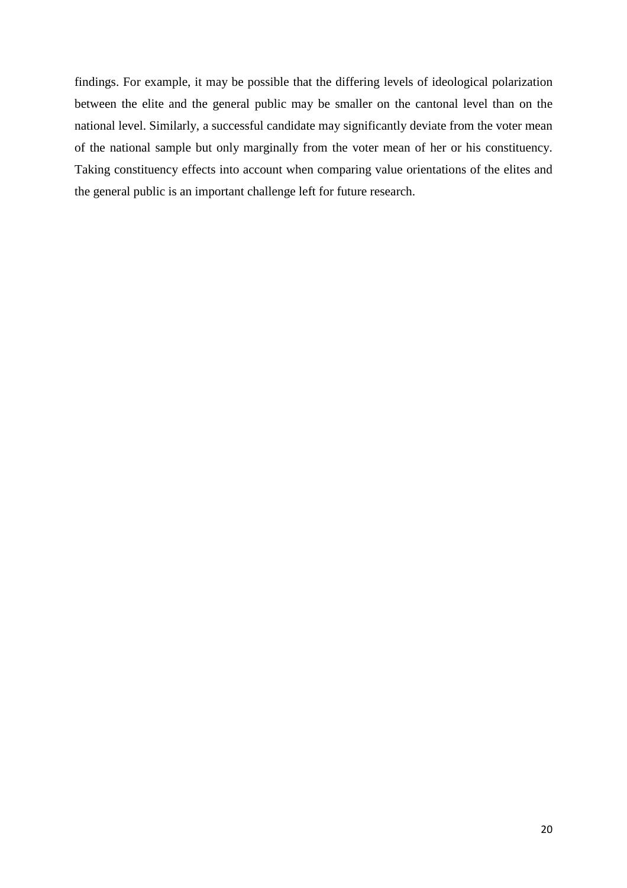findings. For example, it may be possible that the differing levels of ideological polarization between the elite and the general public may be smaller on the cantonal level than on the national level. Similarly, a successful candidate may significantly deviate from the voter mean of the national sample but only marginally from the voter mean of her or his constituency. Taking constituency effects into account when comparing value orientations of the elites and the general public is an important challenge left for future research.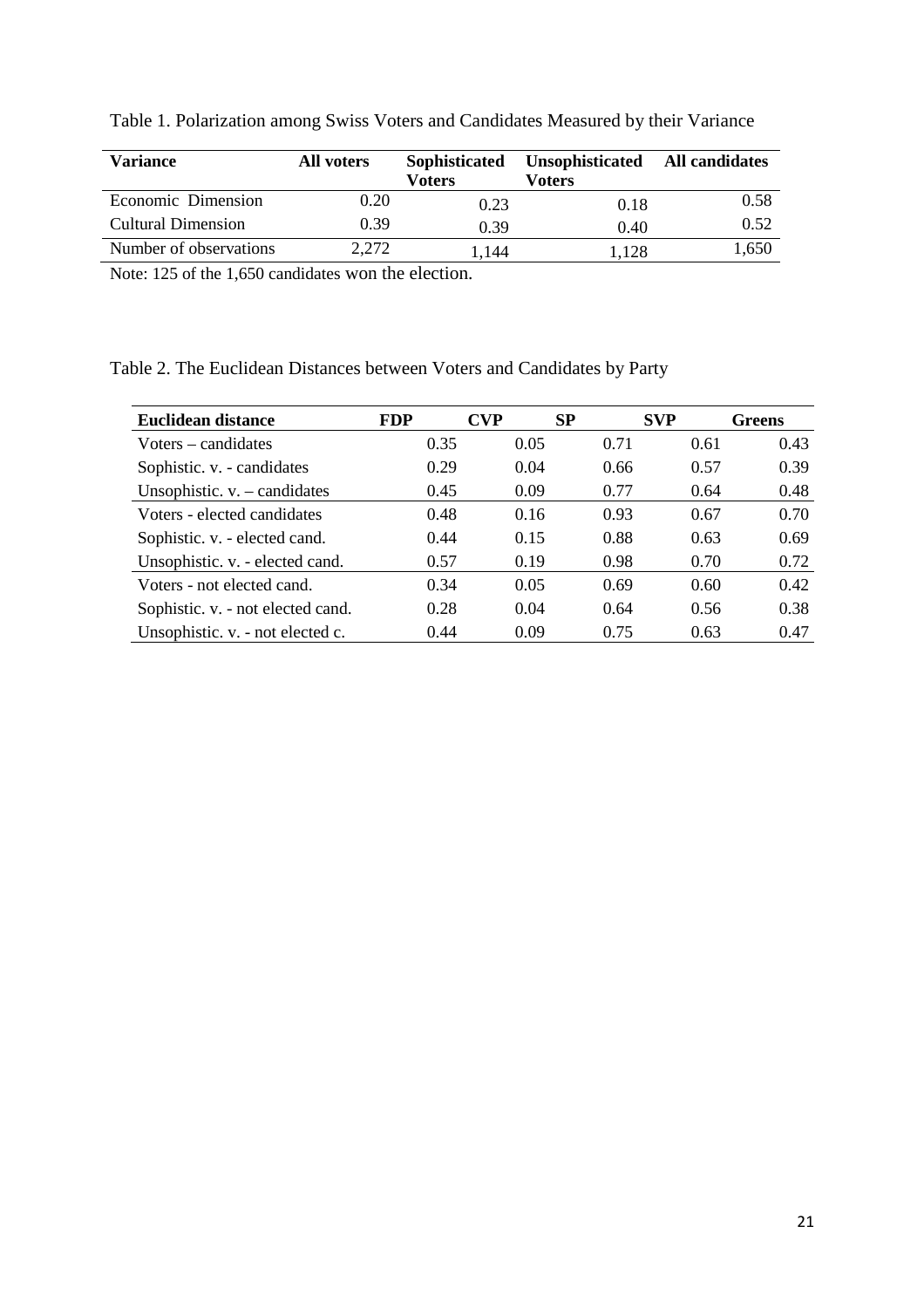Table 1. Polarization among Swiss Voters and Candidates Measured by their Variance

| Variance | All voters | Sophisticated Voters | Unsophisticated Voters | All candidates |
|---|---|---|---|---|
| Economic Dimension | 0.20 | 0.23 | 0.18 | 0.58 |
| Cultural Dimension | 0.39 | 0.39 | 0.40 | 0.52 |
| Number of observations | 2,272 | 1,144 | 1,128 | 1,650 |

Note: 125 of the 1,650 candidates won the election.

Table 2. The Euclidean Distances between Voters and Candidates by Party

| Euclidean distance | FDP | CVP | SP | SVP | Greens |
|---|---|---|---|---|---|
| Voters – candidates | 0.35 | 0.05 | 0.71 | 0.61 | 0.43 |
| Sophistic. v. - candidates | 0.29 | 0.04 | 0.66 | 0.57 | 0.39 |
| Unsophistic. v. – candidates | 0.45 | 0.09 | 0.77 | 0.64 | 0.48 |
| Voters - elected candidates | 0.48 | 0.16 | 0.93 | 0.67 | 0.70 |
| Sophistic. v. - elected cand. | 0.44 | 0.15 | 0.88 | 0.63 | 0.69 |
| Unsophistic. v. - elected cand. | 0.57 | 0.19 | 0.98 | 0.70 | 0.72 |
| Voters - not elected cand. | 0.34 | 0.05 | 0.69 | 0.60 | 0.42 |
| Sophistic. v. - not elected cand. | 0.28 | 0.04 | 0.64 | 0.56 | 0.38 |
| Unsophistic. v. - not elected c. | 0.44 | 0.09 | 0.75 | 0.63 | 0.47 |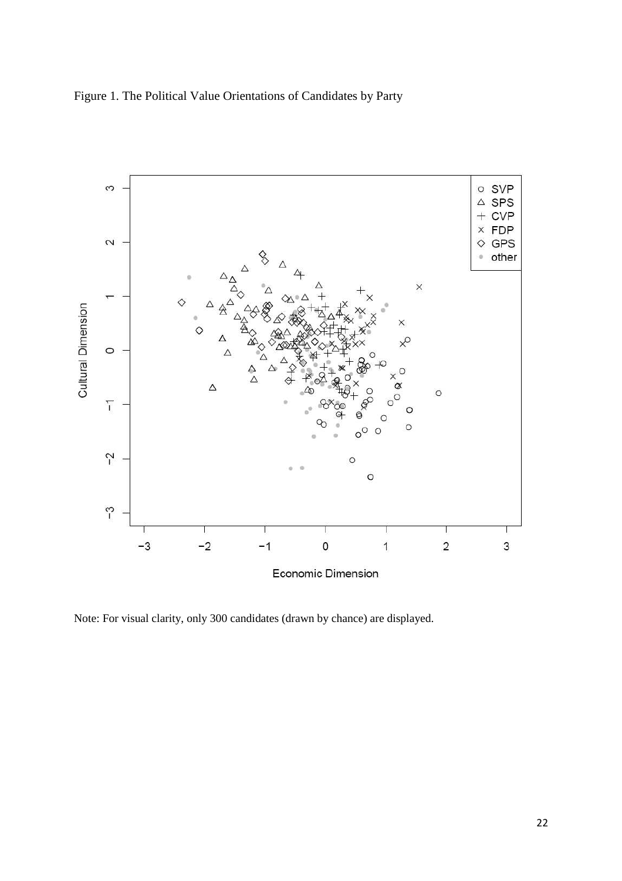Figure 1. The Political Value Orientations of Candidates by Party

Note: For visual clarity, only 300 candidates (drawn by chance) are displayed.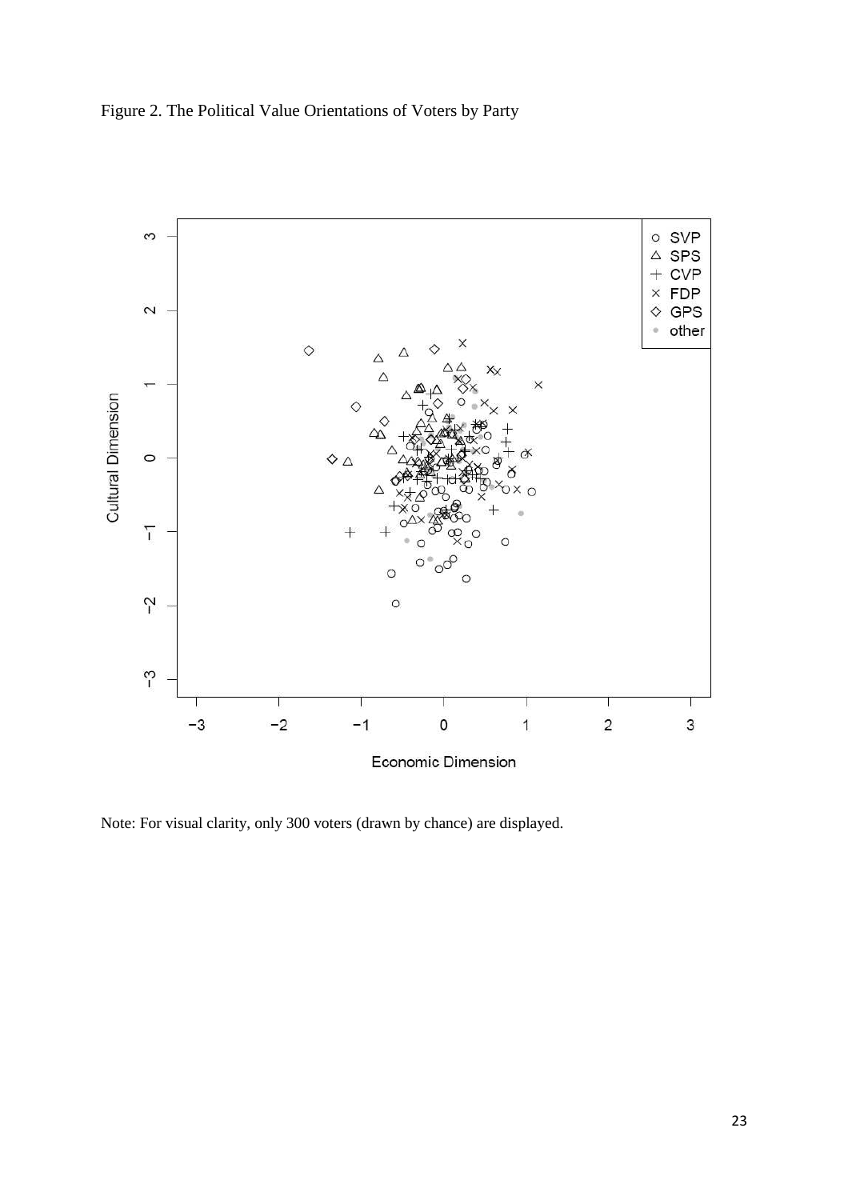Figure 2. The Political Value Orientations of Voters by Party

Note: For visual clarity, only 300 voters (drawn by chance) are displayed.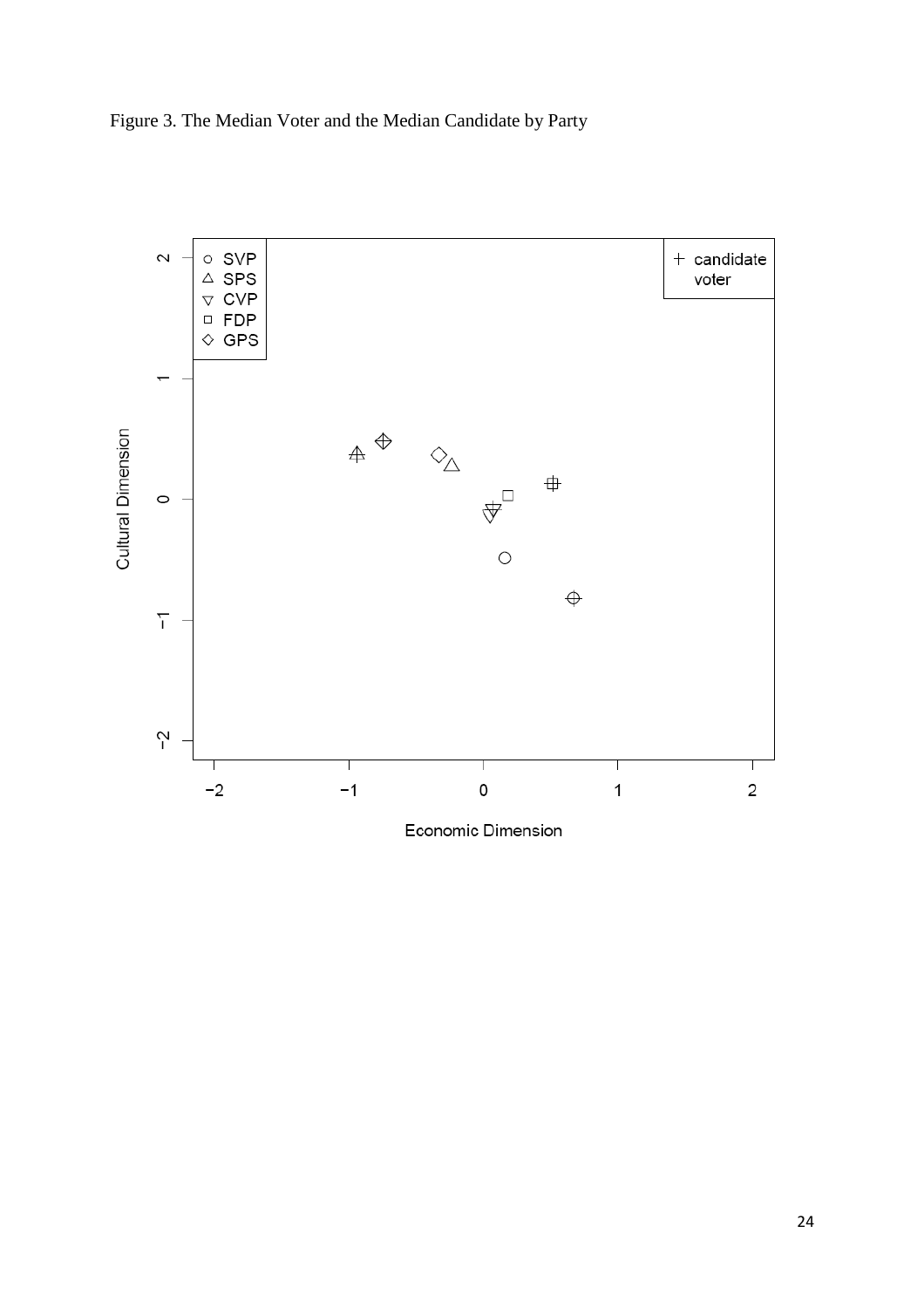Figure 3. The Median Voter and the Median Candidate by Party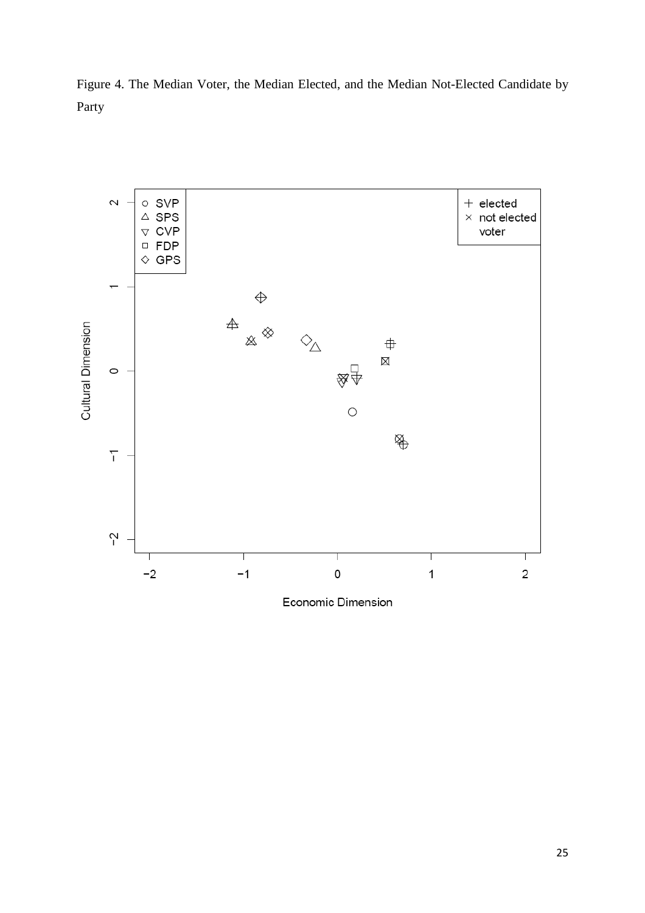Figure 4. The Median Voter, the Median Elected, and the Median Not-Elected Candidate by Party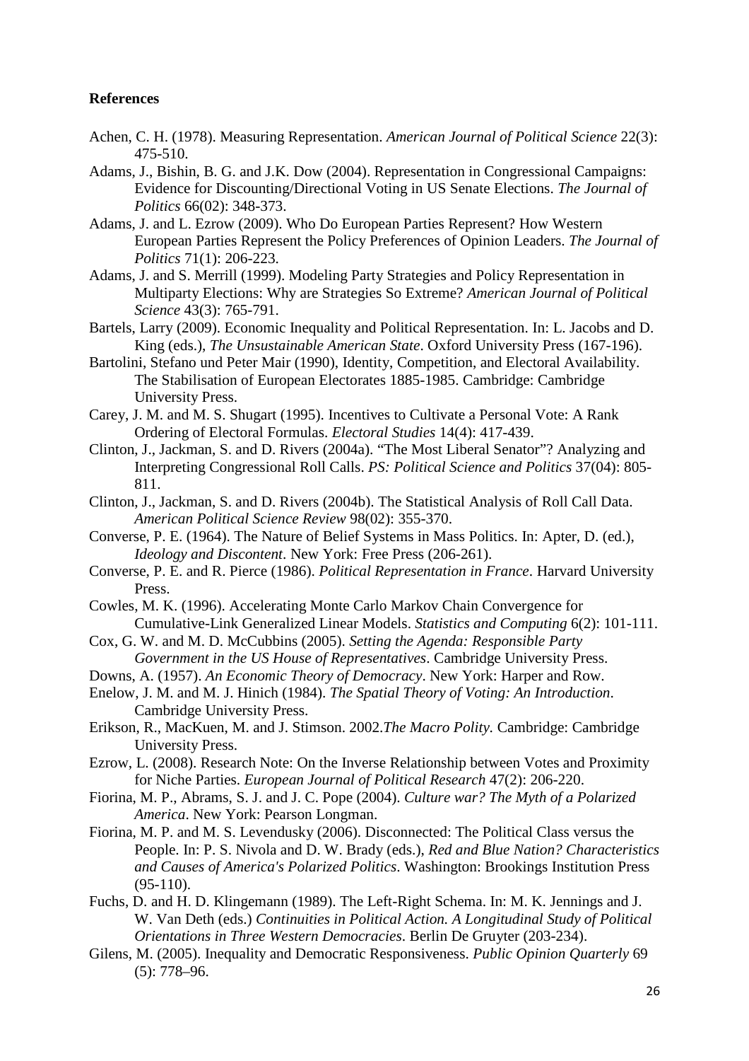**References**

Achen, C. H. (1978). Measuring Representation. *American Journal of Political Science* 22(3): 475-510.

Adams, J., Bishin, B. G. and J.K. Dow (2004). Representation in Congressional Campaigns: Evidence for Discounting/Directional Voting in US Senate Elections. *The Journal of Politics* 66(02): 348-373.

Adams, J. and L. Ezrow (2009). Who Do European Parties Represent? How Western European Parties Represent the Policy Preferences of Opinion Leaders. *The Journal of Politics* 71(1): 206-223.

Adams, J. and S. Merrill (1999). Modeling Party Strategies and Policy Representation in Multiparty Elections: Why are Strategies So Extreme? *American Journal of Political Science* 43(3): 765-791.

Bartels, Larry (2009). Economic Inequality and Political Representation. In: L. Jacobs and D. King (eds.), *The Unsustainable American State*. Oxford University Press (167-196).

Bartolini, Stefano und Peter Mair (1990), Identity, Competition, and Electoral Availability. The Stabilisation of European Electorates 1885-1985. Cambridge: Cambridge University Press.

Carey, J. M. and M. S. Shugart (1995). Incentives to Cultivate a Personal Vote: A Rank Ordering of Electoral Formulas. *Electoral Studies* 14(4): 417-439.

Clinton, J., Jackman, S. and D. Rivers (2004a). "The Most Liberal Senator"? Analyzing and Interpreting Congressional Roll Calls. *PS: Political Science and Politics* 37(04): 805-811.

Clinton, J., Jackman, S. and D. Rivers (2004b). The Statistical Analysis of Roll Call Data. *American Political Science Review* 98(02): 355-370.

Converse, P. E. (1964). The Nature of Belief Systems in Mass Politics. In: Apter, D. (ed.), *Ideology and Discontent*. New York: Free Press (206-261).

Converse, P. E. and R. Pierce (1986). *Political Representation in France*. Harvard University Press.

Cowles, M. K. (1996). Accelerating Monte Carlo Markov Chain Convergence for Cumulative-Link Generalized Linear Models. *Statistics and Computing* 6(2): 101-111.

Cox, G. W. and M. D. McCubbins (2005). *Setting the Agenda: Responsible Party Government in the US House of Representatives*. Cambridge University Press.

Downs, A. (1957). *An Economic Theory of Democracy*. New York: Harper and Row.

Enelow, J. M. and M. J. Hinich (1984). *The Spatial Theory of Voting: An Introduction*. Cambridge University Press.

Erikson, R., MacKuen, M. and J. Stimson. 2002.*The Macro Polity.* Cambridge: Cambridge University Press.

Ezrow, L. (2008). Research Note: On the Inverse Relationship between Votes and Proximity for Niche Parties. *European Journal of Political Research* 47(2): 206-220.

Fiorina, M. P., Abrams, S. J. and J. C. Pope (2004). *Culture war? The Myth of a Polarized America*. New York: Pearson Longman.

Fiorina, M. P. and M. S. Levendusky (2006). Disconnected: The Political Class versus the People. In: P. S. Nivola and D. W. Brady (eds.), *Red and Blue Nation? Characteristics and Causes of America's Polarized Politics*. Washington: Brookings Institution Press (95-110).

Fuchs, D. and H. D. Klingemann (1989). The Left-Right Schema. In: M. K. Jennings and J. W. Van Deth (eds.) *Continuities in Political Action. A Longitudinal Study of Political Orientations in Three Western Democracies*. Berlin De Gruyter (203-234).

Gilens, M. (2005). Inequality and Democratic Responsiveness. *Public Opinion Quarterly* 69 (5): 778–96.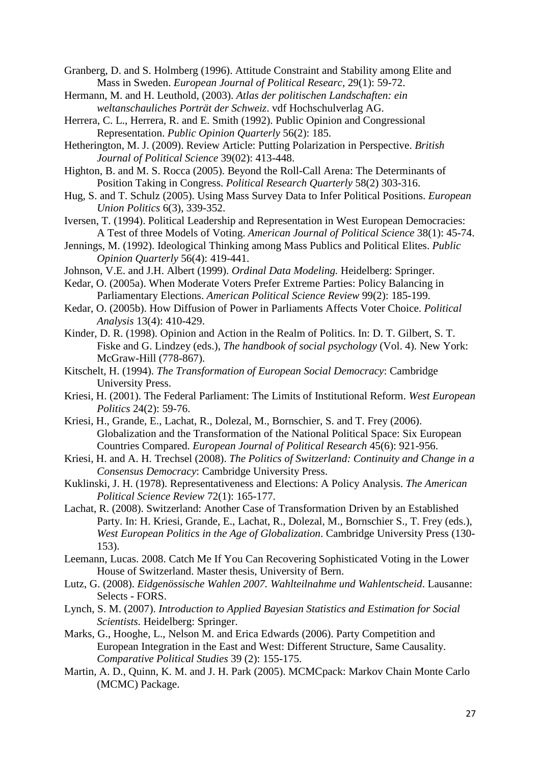Granberg, D. and S. Holmberg (1996). Attitude Constraint and Stability among Elite and Mass in Sweden. *European Journal of Political Researc*, 29(1): 59-72.

Hermann, M. and H. Leuthold, (2003). *Atlas der politischen Landschaften: ein weltanschauliches Porträt der Schweiz*. vdf Hochschulverlag AG.

Herrera, C. L., Herrera, R. and E. Smith (1992). Public Opinion and Congressional Representation. *Public Opinion Quarterly* 56(2): 185.

Hetherington, M. J. (2009). Review Article: Putting Polarization in Perspective. *British Journal of Political Science* 39(02): 413-448.

Highton, B. and M. S. Rocca (2005). Beyond the Roll-Call Arena: The Determinants of Position Taking in Congress. *Political Research Quarterly* 58(2) 303-316.

Hug, S. and T. Schulz (2005). Using Mass Survey Data to Infer Political Positions. *European Union Politics* 6(3), 339-352.

Iversen, T. (1994). Political Leadership and Representation in West European Democracies: A Test of three Models of Voting. *American Journal of Political Science* 38(1): 45-74.

Jennings, M. (1992). Ideological Thinking among Mass Publics and Political Elites. *Public Opinion Quarterly* 56(4): 419-441.

Johnson, V.E. and J.H. Albert (1999). *Ordinal Data Modeling.* Heidelberg: Springer.

Kedar, O. (2005a). When Moderate Voters Prefer Extreme Parties: Policy Balancing in Parliamentary Elections. *American Political Science Review* 99(2): 185-199.

Kedar, O. (2005b). How Diffusion of Power in Parliaments Affects Voter Choice. *Political Analysis* 13(4): 410-429.

Kinder, D. R. (1998). Opinion and Action in the Realm of Politics. In: D. T. Gilbert, S. T. Fiske and G. Lindzey (eds.), *The handbook of social psychology* (Vol. 4). New York: McGraw-Hill (778-867).

Kitschelt, H. (1994). *The Transformation of European Social Democracy*: Cambridge University Press.

Kriesi, H. (2001). The Federal Parliament: The Limits of Institutional Reform. *West European Politics* 24(2): 59-76.

Kriesi, H., Grande, E., Lachat, R., Dolezal, M., Bornschier, S. and T. Frey (2006). Globalization and the Transformation of the National Political Space: Six European Countries Compared. *European Journal of Political Research* 45(6): 921-956.

Kriesi, H. and A. H. Trechsel (2008). *The Politics of Switzerland: Continuity and Change in a Consensus Democracy*: Cambridge University Press.

Kuklinski, J. H. (1978). Representativeness and Elections: A Policy Analysis. *The American Political Science Review* 72(1): 165-177.

Lachat, R. (2008). Switzerland: Another Case of Transformation Driven by an Established Party. In: H. Kriesi, Grande, E., Lachat, R., Dolezal, M., Bornschier S., T. Frey (eds.), *West European Politics in the Age of Globalization*. Cambridge University Press (130-153).

Leemann, Lucas. 2008. Catch Me If You Can Recovering Sophisticated Voting in the Lower House of Switzerland. Master thesis, University of Bern.

Lutz, G. (2008). *Eidgenössische Wahlen 2007. Wahlteilnahme und Wahlentscheid*. Lausanne: Selects - FORS.

Lynch, S. M. (2007). *Introduction to Applied Bayesian Statistics and Estimation for Social Scientists.* Heidelberg: Springer.

Marks, G., Hooghe, L., Nelson M. and Erica Edwards (2006). Party Competition and European Integration in the East and West: Different Structure, Same Causality. *Comparative Political Studies* 39 (2): 155-175.

Martin, A. D., Quinn, K. M. and J. H. Park (2005). MCMCpack: Markov Chain Monte Carlo (MCMC) Package.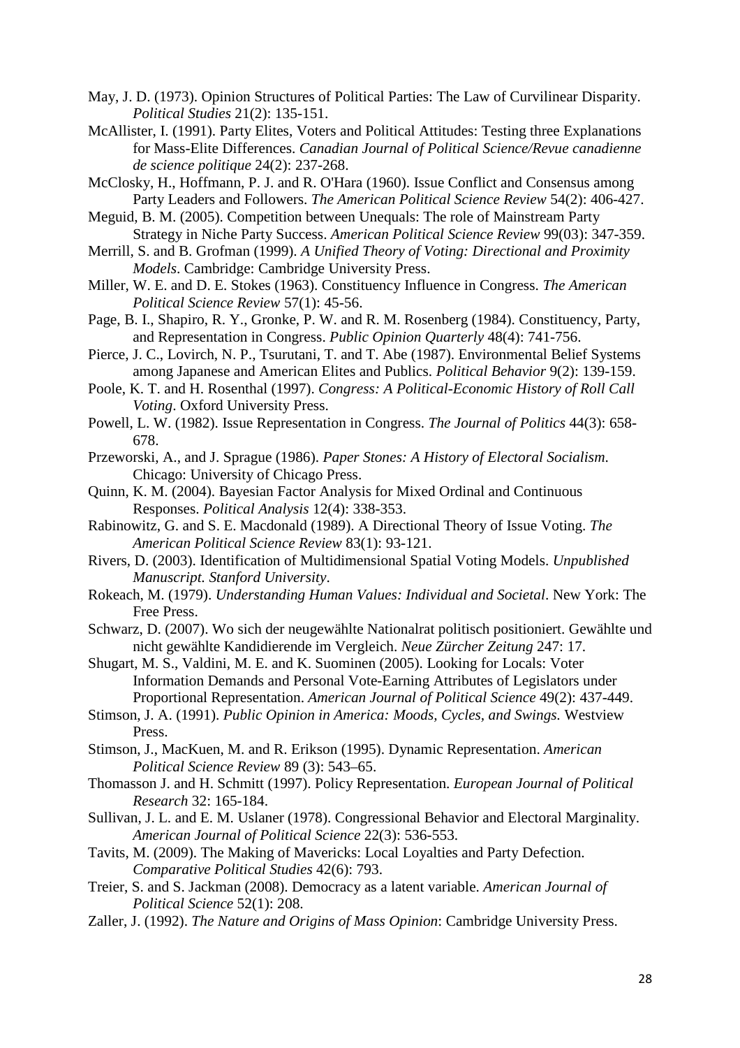May, J. D. (1973). Opinion Structures of Political Parties: The Law of Curvilinear Disparity. *Political Studies* 21(2): 135-151.

McAllister, I. (1991). Party Elites, Voters and Political Attitudes: Testing three Explanations for Mass-Elite Differences. *Canadian Journal of Political Science/Revue canadienne de science politique* 24(2): 237-268.

McClosky, H., Hoffmann, P. J. and R. O'Hara (1960). Issue Conflict and Consensus among Party Leaders and Followers. *The American Political Science Review* 54(2): 406-427.

Meguid, B. M. (2005). Competition between Unequals: The role of Mainstream Party Strategy in Niche Party Success. *American Political Science Review* 99(03): 347-359.

Merrill, S. and B. Grofman (1999). *A Unified Theory of Voting: Directional and Proximity Models*. Cambridge: Cambridge University Press.

Miller, W. E. and D. E. Stokes (1963). Constituency Influence in Congress. *The American Political Science Review* 57(1): 45-56.

Page, B. I., Shapiro, R. Y., Gronke, P. W. and R. M. Rosenberg (1984). Constituency, Party, and Representation in Congress. *Public Opinion Quarterly* 48(4): 741-756.

Pierce, J. C., Lovirch, N. P., Tsurutani, T. and T. Abe (1987). Environmental Belief Systems among Japanese and American Elites and Publics. *Political Behavior* 9(2): 139-159.

Poole, K. T. and H. Rosenthal (1997). *Congress: A Political-Economic History of Roll Call Voting*. Oxford University Press.

Powell, L. W. (1982). Issue Representation in Congress. *The Journal of Politics* 44(3): 658-678.

Przeworski, A., and J. Sprague (1986). *Paper Stones: A History of Electoral Socialism*. Chicago: University of Chicago Press.

Quinn, K. M. (2004). Bayesian Factor Analysis for Mixed Ordinal and Continuous Responses. *Political Analysis* 12(4): 338-353.

Rabinowitz, G. and S. E. Macdonald (1989). A Directional Theory of Issue Voting. *The American Political Science Review* 83(1): 93-121.

Rivers, D. (2003). Identification of Multidimensional Spatial Voting Models. *Unpublished Manuscript. Stanford University*.

Rokeach, M. (1979). *Understanding Human Values: Individual and Societal*. New York: The Free Press.

Schwarz, D. (2007). Wo sich der neugewählte Nationalrat politisch positioniert. Gewählte und nicht gewählte Kandidierende im Vergleich. *Neue Zürcher Zeitung* 247: 17.

Shugart, M. S., Valdini, M. E. and K. Suominen (2005). Looking for Locals: Voter Information Demands and Personal Vote-Earning Attributes of Legislators under Proportional Representation. *American Journal of Political Science* 49(2): 437-449.

Stimson, J. A. (1991). *Public Opinion in America: Moods, Cycles, and Swings.* Westview Press.

Stimson, J., MacKuen, M. and R. Erikson (1995). Dynamic Representation. *American Political Science Review* 89 (3): 543–65.

Thomasson J. and H. Schmitt (1997). Policy Representation. *European Journal of Political Research* 32: 165-184.

Sullivan, J. L. and E. M. Uslaner (1978). Congressional Behavior and Electoral Marginality. *American Journal of Political Science* 22(3): 536-553.

Tavits, M. (2009). The Making of Mavericks: Local Loyalties and Party Defection. *Comparative Political Studies* 42(6): 793.

Treier, S. and S. Jackman (2008). Democracy as a latent variable. *American Journal of Political Science* 52(1): 208.

Zaller, J. (1992). *The Nature and Origins of Mass Opinion*: Cambridge University Press.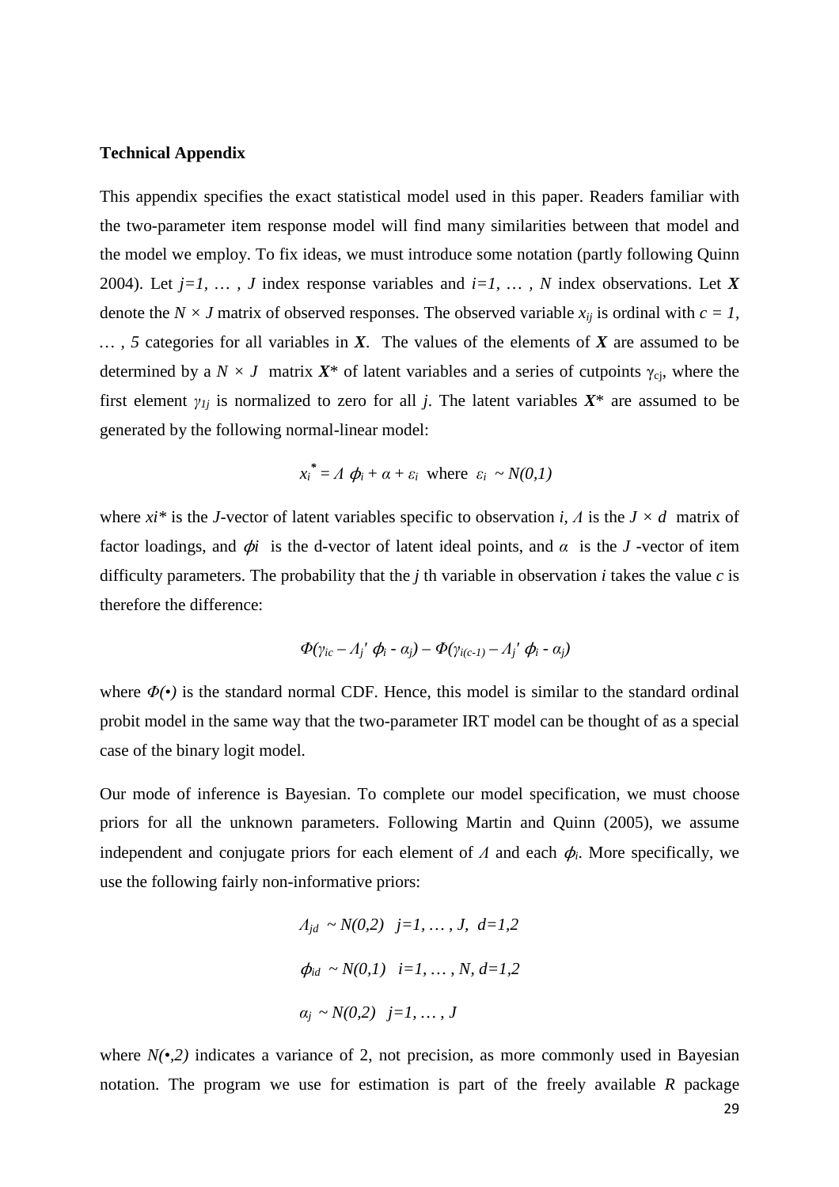**Technical Appendix**

This appendix specifies the exact statistical model used in this paper. Readers familiar with the two-parameter item response model will find many similarities between that model and the model we employ. To fix ideas, we must introduce some notation (partly following Quinn 2004). Let $j=1, \dots , J$ index response variables and $i=1, \dots , N$ index observations. Let $\boldsymbol{X}$ denote the $N \times J$ matrix of observed responses. The observed variable $x_{ij}$ is ordinal with $c = 1, \dots , 5$ categories for all variables in $\boldsymbol{X}$. The values of the elements of $\boldsymbol{X}$ are assumed to be determined by a $N \times J$ matrix $\boldsymbol{X}^*$ of latent variables and a series of cutpoints $\gamma_{cj}$, where the first element $\gamma_{1j}$ is normalized to zero for all $j$. The latent variables $\boldsymbol{X}^*$ are assumed to be generated by the following normal-linear model:

$$x_i^* = \Lambda\, \phi_i + \alpha + \varepsilon_i \;\text{ where }\; \varepsilon_i \sim N(0,1)$$

where $xi^*$ is the $J$-vector of latent variables specific to observation $i$, $\Lambda$ is the $J \times d$ matrix of factor loadings, and $\phi i$ is the d-vector of latent ideal points, and $\alpha$ is the $J$ -vector of item difficulty parameters. The probability that the $j$ th variable in observation $i$ takes the value $c$ is therefore the difference:

$$\Phi(\gamma_{ic} - \Lambda_j'\, \phi_i - \alpha_j) - \Phi(\gamma_{i(c-1)} - \Lambda_j'\, \phi_i - \alpha_j)$$

where $\Phi(\bullet)$ is the standard normal CDF. Hence, this model is similar to the standard ordinal probit model in the same way that the two-parameter IRT model can be thought of as a special case of the binary logit model.

Our mode of inference is Bayesian. To complete our model specification, we must choose priors for all the unknown parameters. Following Martin and Quinn (2005), we assume independent and conjugate priors for each element of $\Lambda$ and each $\phi_i$. More specifically, we use the following fairly non-informative priors:

$$\Lambda_{jd} \sim N(0,2) \quad j=1, \dots , J,\; d=1,2$$

$$\phi_{id} \sim N(0,1) \quad i=1, \dots , N,\; d=1,2$$

$$\alpha_j \sim N(0,2) \quad j=1, \dots , J$$

where $N(\bullet,2)$ indicates a variance of 2, not precision, as more commonly used in Bayesian notation. The program we use for estimation is part of the freely available *R* package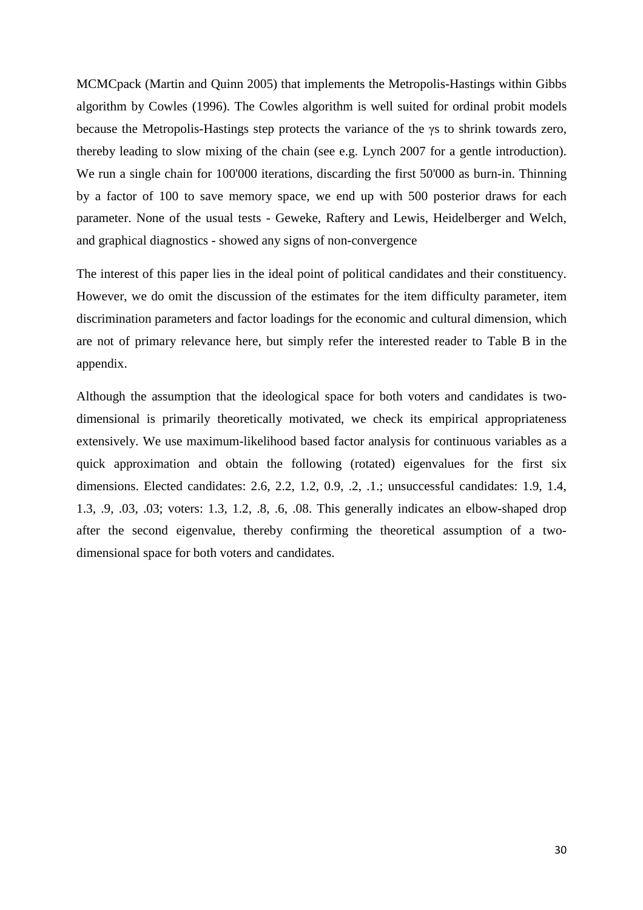MCMCpack (Martin and Quinn 2005) that implements the Metropolis-Hastings within Gibbs algorithm by Cowles (1996). The Cowles algorithm is well suited for ordinal probit models because the Metropolis-Hastings step protects the variance of the γs to shrink towards zero, thereby leading to slow mixing of the chain (see e.g. Lynch 2007 for a gentle introduction). We run a single chain for 100'000 iterations, discarding the first 50'000 as burn-in. Thinning by a factor of 100 to save memory space, we end up with 500 posterior draws for each parameter. None of the usual tests - Geweke, Raftery and Lewis, Heidelberger and Welch, and graphical diagnostics - showed any signs of non-convergence

The interest of this paper lies in the ideal point of political candidates and their constituency. However, we do omit the discussion of the estimates for the item difficulty parameter, item discrimination parameters and factor loadings for the economic and cultural dimension, which are not of primary relevance here, but simply refer the interested reader to Table B in the appendix.

Although the assumption that the ideological space for both voters and candidates is two-dimensional is primarily theoretically motivated, we check its empirical appropriateness extensively. We use maximum-likelihood based factor analysis for continuous variables as a quick approximation and obtain the following (rotated) eigenvalues for the first six dimensions. Elected candidates: 2.6, 2.2, 1.2, 0.9, .2, .1.; unsuccessful candidates: 1.9, 1.4, 1.3, .9, .03, .03; voters: 1.3, 1.2, .8, .6, .08. This generally indicates an elbow-shaped drop after the second eigenvalue, thereby confirming the theoretical assumption of a two-dimensional space for both voters and candidates.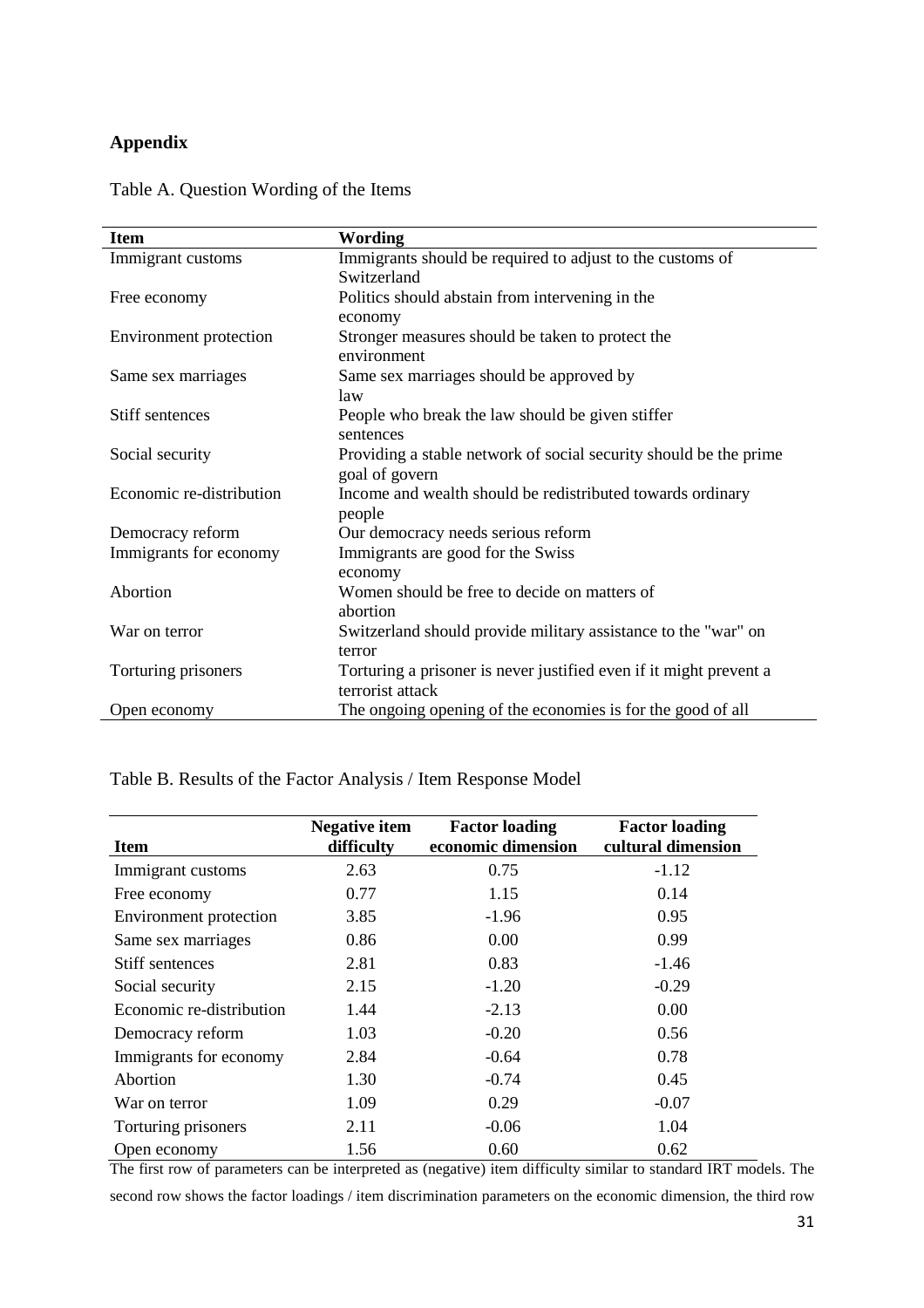## Appendix

Table A. Question Wording of the Items

| Item | Wording |
|---|---|
| Immigrant customs | Immigrants should be required to adjust to the customs of Switzerland |
| Free economy | Politics should abstain from intervening in the economy |
| Environment protection | Stronger measures should be taken to protect the environment |
| Same sex marriages | Same sex marriages should be approved by law |
| Stiff sentences | People who break the law should be given stiffer sentences |
| Social security | Providing a stable network of social security should be the prime goal of govern |
| Economic re-distribution | Income and wealth should be redistributed towards ordinary people |
| Democracy reform | Our democracy needs serious reform |
| Immigrants for economy | Immigrants are good for the Swiss economy |
| Abortion | Women should be free to decide on matters of abortion |
| War on terror | Switzerland should provide military assistance to the "war" on terror |
| Torturing prisoners | Torturing a prisoner is never justified even if it might prevent a terrorist attack |
| Open economy | The ongoing opening of the economies is for the good of all |

Table B. Results of the Factor Analysis / Item Response Model

| Item | Negative item difficulty | Factor loading economic dimension | Factor loading cultural dimension |
|---|---|---|---|
| Immigrant customs | 2.63 | 0.75 | -1.12 |
| Free economy | 0.77 | 1.15 | 0.14 |
| Environment protection | 3.85 | -1.96 | 0.95 |
| Same sex marriages | 0.86 | 0.00 | 0.99 |
| Stiff sentences | 2.81 | 0.83 | -1.46 |
| Social security | 2.15 | -1.20 | -0.29 |
| Economic re-distribution | 1.44 | -2.13 | 0.00 |
| Democracy reform | 1.03 | -0.20 | 0.56 |
| Immigrants for economy | 2.84 | -0.64 | 0.78 |
| Abortion | 1.30 | -0.74 | 0.45 |
| War on terror | 1.09 | 0.29 | -0.07 |
| Torturing prisoners | 2.11 | -0.06 | 1.04 |
| Open economy | 1.56 | 0.60 | 0.62 |

The first row of parameters can be interpreted as (negative) item difficulty similar to standard IRT models. The second row shows the factor loadings / item discrimination parameters on the economic dimension, the third row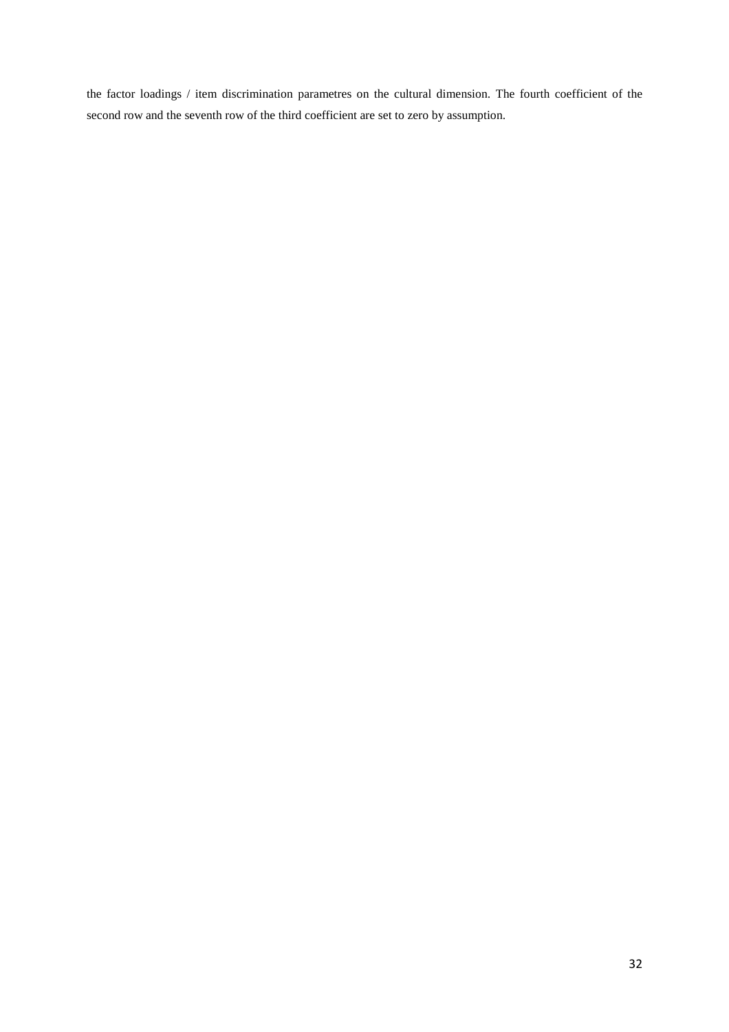the factor loadings / item discrimination parametres on the cultural dimension. The fourth coefficient of the second row and the seventh row of the third coefficient are set to zero by assumption.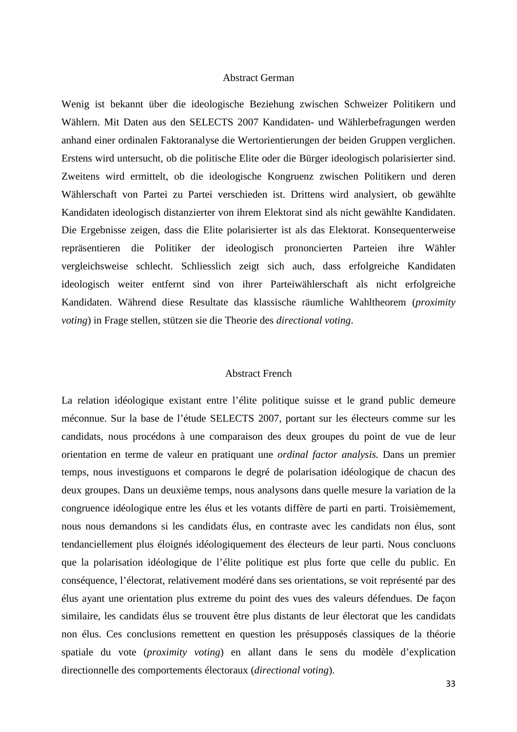## Abstract German

Wenig ist bekannt über die ideologische Beziehung zwischen Schweizer Politikern und Wählern. Mit Daten aus den SELECTS 2007 Kandidaten- und Wählerbefragungen werden anhand einer ordinalen Faktoranalyse die Wertorientierungen der beiden Gruppen verglichen. Erstens wird untersucht, ob die politische Elite oder die Bürger ideologisch polarisierter sind. Zweitens wird ermittelt, ob die ideologische Kongruenz zwischen Politikern und deren Wählerschaft von Partei zu Partei verschieden ist. Drittens wird analysiert, ob gewählte Kandidaten ideologisch distanzierter von ihrem Elektorat sind als nicht gewählte Kandidaten. Die Ergebnisse zeigen, dass die Elite polarisierter ist als das Elektorat. Konsequenterweise repräsentieren die Politiker der ideologisch prononcierten Parteien ihre Wähler vergleichsweise schlecht. Schliesslich zeigt sich auch, dass erfolgreiche Kandidaten ideologisch weiter entfernt sind von ihrer Parteiwählerschaft als nicht erfolgreiche Kandidaten. Während diese Resultate das klassische räumliche Wahltheorem (*proximity voting*) in Frage stellen, stützen sie die Theorie des *directional voting*.

## Abstract French

La relation idéologique existant entre l'élite politique suisse et le grand public demeure méconnue. Sur la base de l'étude SELECTS 2007, portant sur les électeurs comme sur les candidats, nous procédons à une comparaison des deux groupes du point de vue de leur orientation en terme de valeur en pratiquant une *ordinal factor analysis.* Dans un premier temps, nous investiguons et comparons le degré de polarisation idéologique de chacun des deux groupes. Dans un deuxième temps, nous analysons dans quelle mesure la variation de la congruence idéologique entre les élus et les votants diffère de parti en parti. Troisièmement, nous nous demandons si les candidats élus, en contraste avec les candidats non élus, sont tendanciellement plus éloignés idéologiquement des électeurs de leur parti. Nous concluons que la polarisation idéologique de l'élite politique est plus forte que celle du public. En conséquence, l'électorat, relativement modéré dans ses orientations, se voit représenté par des élus ayant une orientation plus extreme du point des vues des valeurs défendues. De façon similaire, les candidats élus se trouvent être plus distants de leur électorat que les candidats non élus. Ces conclusions remettent en question les présupposés classiques de la théorie spatiale du vote (*proximity voting*) en allant dans le sens du modèle d'explication directionnelle des comportements électoraux (*directional voting*).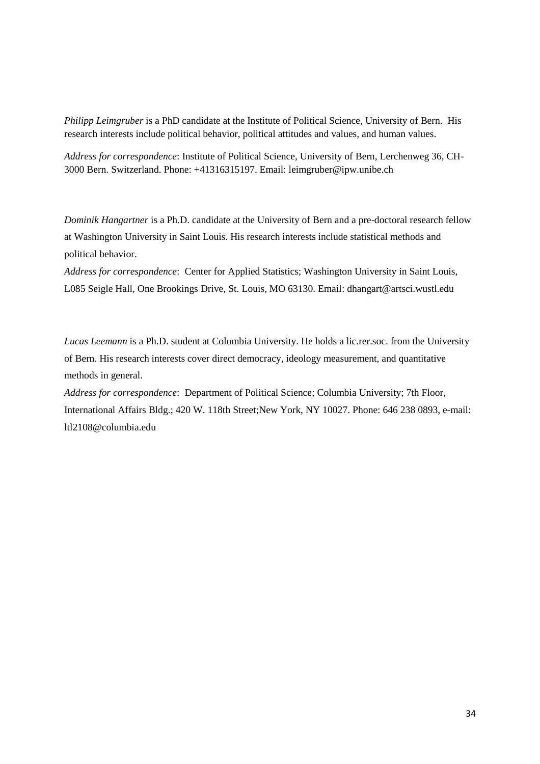*Philipp Leimgruber* is a PhD candidate at the Institute of Political Science, University of Bern. His research interests include political behavior, political attitudes and values, and human values.

*Address for correspondence*: Institute of Political Science, University of Bern, Lerchenweg 36, CH-3000 Bern. Switzerland. Phone: +41316315197. Email: leimgruber@ipw.unibe.ch

*Dominik Hangartner* is a Ph.D. candidate at the University of Bern and a pre-doctoral research fellow at Washington University in Saint Louis. His research interests include statistical methods and political behavior.

*Address for correspondence*: Center for Applied Statistics; Washington University in Saint Louis, L085 Seigle Hall, One Brookings Drive, St. Louis, MO 63130. Email: dhangart@artsci.wustl.edu

*Lucas Leemann* is a Ph.D. student at Columbia University. He holds a lic.rer.soc. from the University of Bern. His research interests cover direct democracy, ideology measurement, and quantitative methods in general.

*Address for correspondence*: Department of Political Science; Columbia University; 7th Floor, International Affairs Bldg.; 420 W. 118th Street;New York, NY 10027. Phone: 646 238 0893, e-mail: ltl2108@columbia.edu